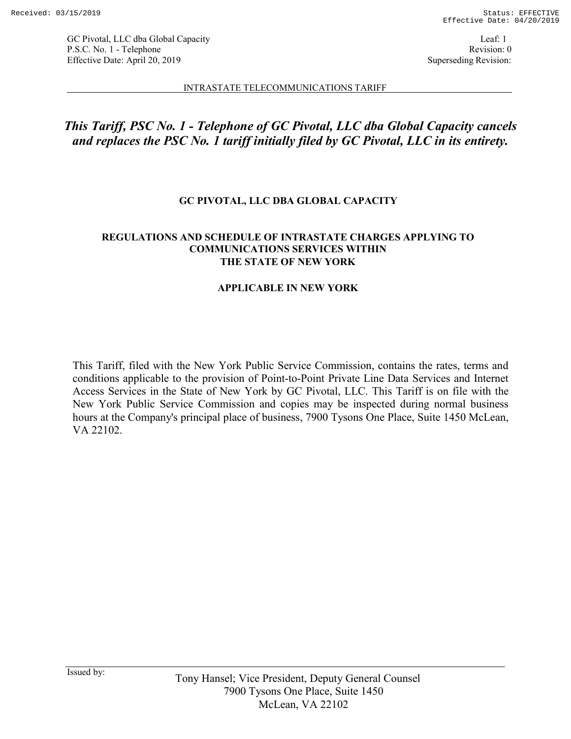***This Tariff, PSC No. 1 - Telephone of GC Pivotal, LLC dba Global Capacity cancels and replaces the PSC No. 1 tariff initially filed by GC Pivotal, LLC in its entirety.***

# GC PIVOTAL, LLC DBA GLOBAL CAPACITY

## REGULATIONS AND SCHEDULE OF INTRASTATE CHARGES APPLYING TO COMMUNICATIONS SERVICES WITHIN THE STATE OF NEW YORK

## APPLICABLE IN NEW YORK

This Tariff, filed with the New York Public Service Commission, contains the rates, terms and conditions applicable to the provision of Point-to-Point Private Line Data Services and Internet Access Services in the State of New York by GC Pivotal, LLC. This Tariff is on file with the New York Public Service Commission and copies may be inspected during normal business hours at the Company's principal place of business, 7900 Tysons One Place, Suite 1450 McLean, VA 22102.

Issued by:

Tony Hansel; Vice President, Deputy General Counsel
7900 Tysons One Place, Suite 1450
McLean, VA 22102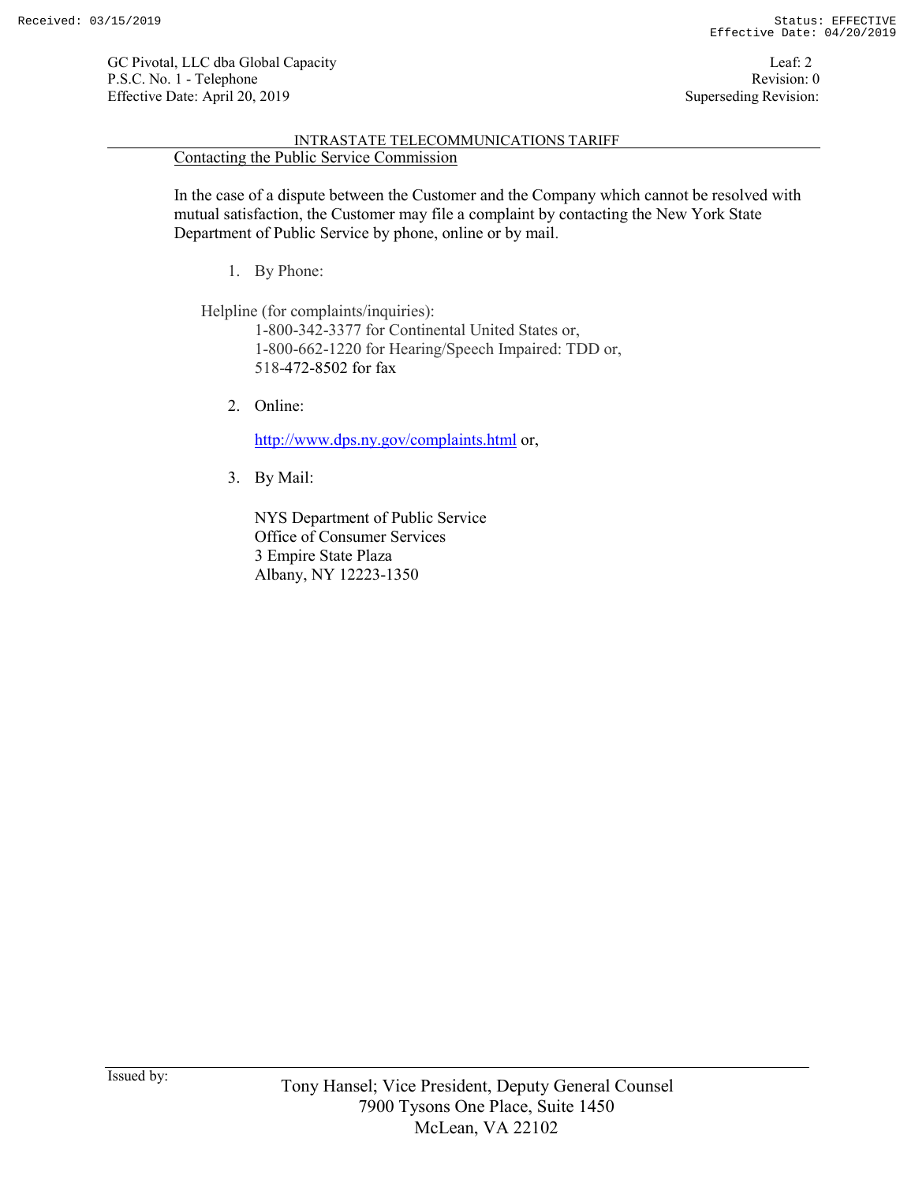## Contacting the Public Service Commission

In the case of a dispute between the Customer and the Company which cannot be resolved with mutual satisfaction, the Customer may file a complaint by contacting the New York State Department of Public Service by phone, online or by mail.

1. By Phone:

Helpline (for complaints/inquiries):
1-800-342-3377 for Continental United States or,
1-800-662-1220 for Hearing/Speech Impaired: TDD or,
518-472-8502 for fax

2. Online:

   http://www.dps.ny.gov/complaints.html or,

3. By Mail:

   NYS Department of Public Service
   Office of Consumer Services
   3 Empire State Plaza
   Albany, NY 12223-1350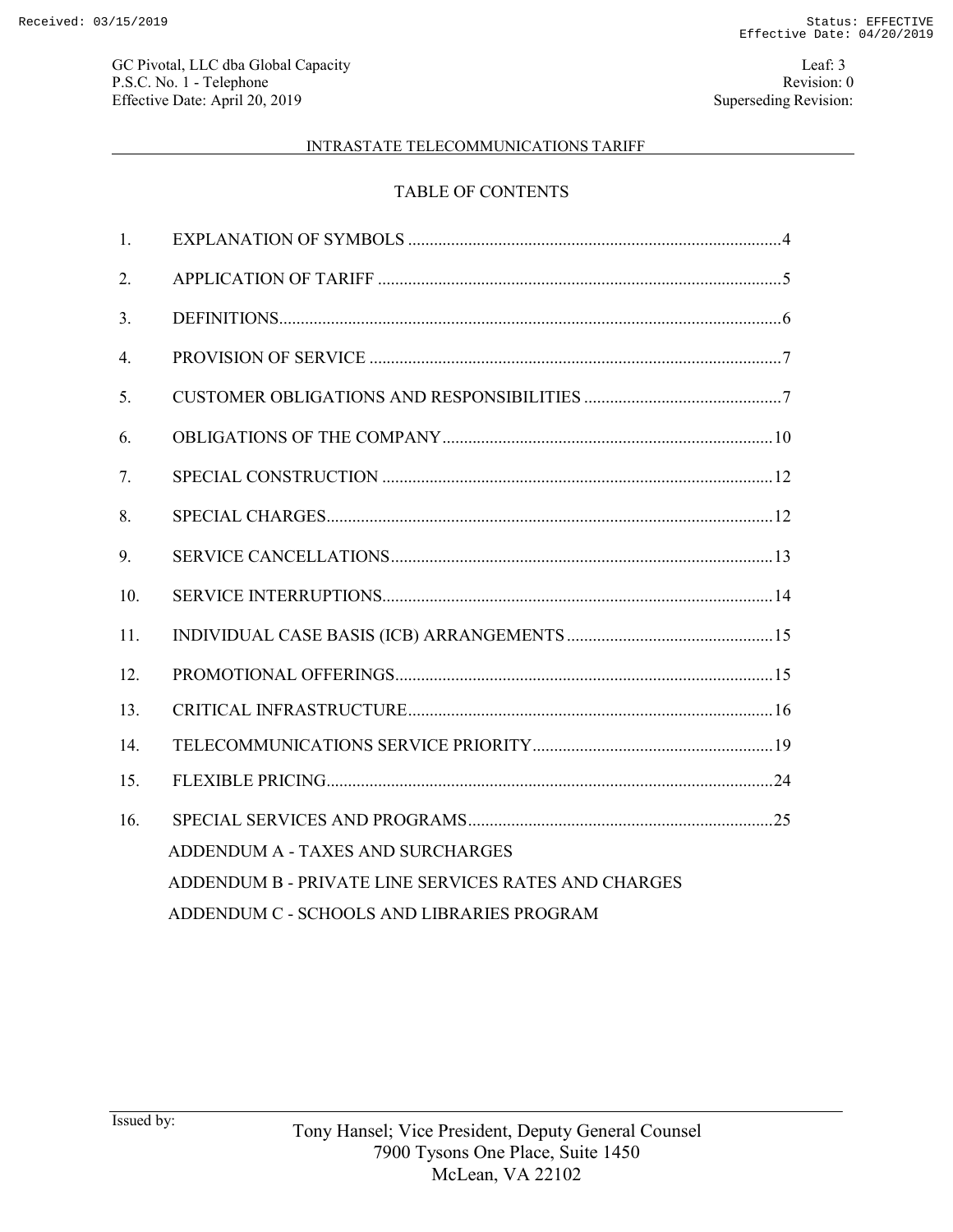# INTRASTATE TELECOMMUNICATIONS TARIFF

## TABLE OF CONTENTS

| | | |
|---|---|---|
| 1. | EXPLANATION OF SYMBOLS | 4 |
| 2. | APPLICATION OF TARIFF | 5 |
| 3. | DEFINITIONS | 6 |
| 4. | PROVISION OF SERVICE | 7 |
| 5. | CUSTOMER OBLIGATIONS AND RESPONSIBILITIES | 7 |
| 6. | OBLIGATIONS OF THE COMPANY | 10 |
| 7. | SPECIAL CONSTRUCTION | 12 |
| 8. | SPECIAL CHARGES | 12 |
| 9. | SERVICE CANCELLATIONS | 13 |
| 10. | SERVICE INTERRUPTIONS | 14 |
| 11. | INDIVIDUAL CASE BASIS (ICB) ARRANGEMENTS | 15 |
| 12. | PROMOTIONAL OFFERINGS | 15 |
| 13. | CRITICAL INFRASTRUCTURE | 16 |
| 14. | TELECOMMUNICATIONS SERVICE PRIORITY | 19 |
| 15. | FLEXIBLE PRICING | 24 |
| 16. | SPECIAL SERVICES AND PROGRAMS | 25 |

ADDENDUM A - TAXES AND SURCHARGES

ADDENDUM B - PRIVATE LINE SERVICES RATES AND CHARGES

ADDENDUM C - SCHOOLS AND LIBRARIES PROGRAM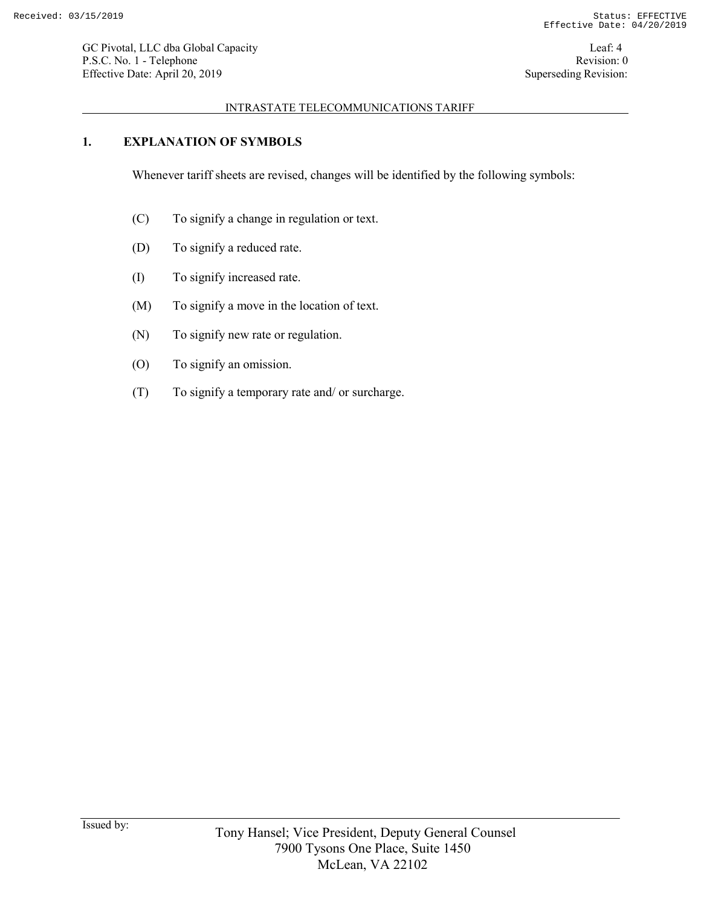## 1. EXPLANATION OF SYMBOLS

Whenever tariff sheets are revised, changes will be identified by the following symbols:

(C) To signify a change in regulation or text.

(D) To signify a reduced rate.

(I) To signify increased rate.

(M) To signify a move in the location of text.

(N) To signify new rate or regulation.

(O) To signify an omission.

(T) To signify a temporary rate and/ or surcharge.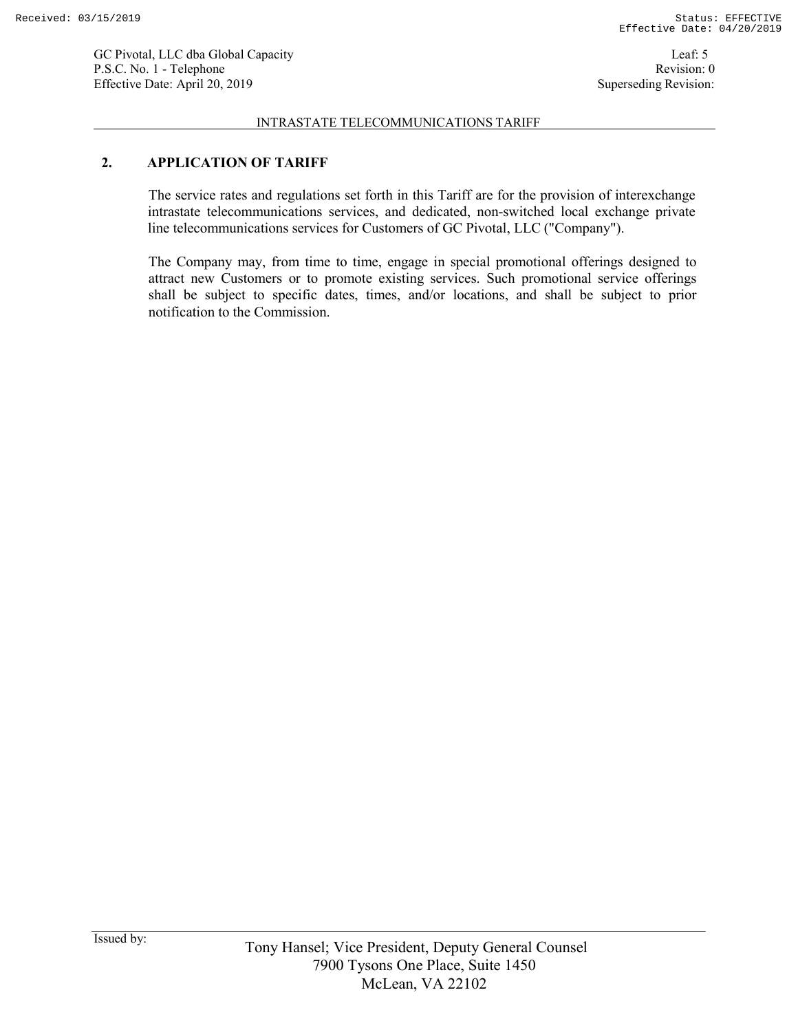## 2. APPLICATION OF TARIFF

The service rates and regulations set forth in this Tariff are for the provision of interexchange intrastate telecommunications services, and dedicated, non-switched local exchange private line telecommunications services for Customers of GC Pivotal, LLC ("Company").

The Company may, from time to time, engage in special promotional offerings designed to attract new Customers or to promote existing services. Such promotional service offerings shall be subject to specific dates, times, and/or locations, and shall be subject to prior notification to the Commission.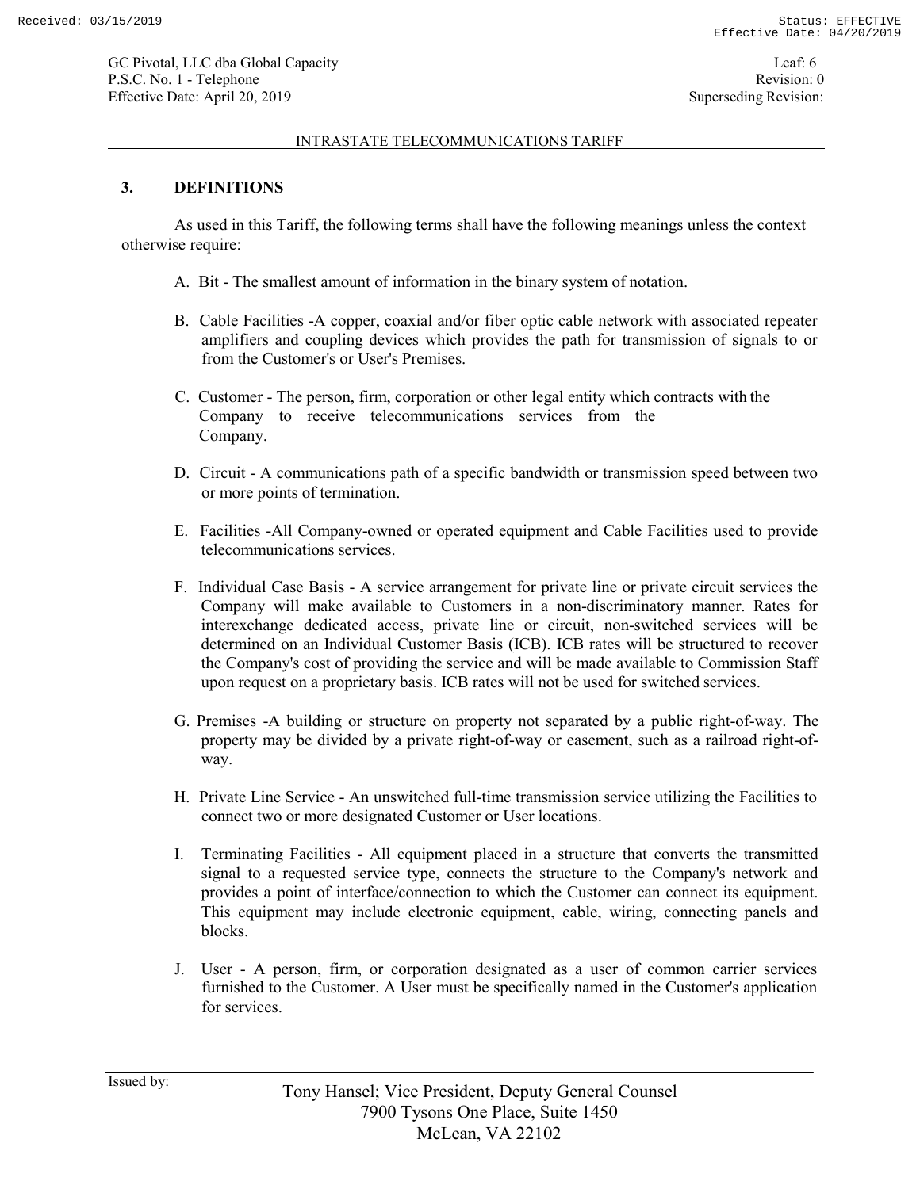## 3. DEFINITIONS

As used in this Tariff, the following terms shall have the following meanings unless the context otherwise require:

A. Bit - The smallest amount of information in the binary system of notation.

B. Cable Facilities -A copper, coaxial and/or fiber optic cable network with associated repeater amplifiers and coupling devices which provides the path for transmission of signals to or from the Customer's or User's Premises.

C. Customer - The person, firm, corporation or other legal entity which contracts with the Company to receive telecommunications services from the Company.

D. Circuit - A communications path of a specific bandwidth or transmission speed between two or more points of termination.

E. Facilities -All Company-owned or operated equipment and Cable Facilities used to provide telecommunications services.

F. Individual Case Basis - A service arrangement for private line or private circuit services the Company will make available to Customers in a non-discriminatory manner. Rates for interexchange dedicated access, private line or circuit, non-switched services will be determined on an Individual Customer Basis (ICB). ICB rates will be structured to recover the Company's cost of providing the service and will be made available to Commission Staff upon request on a proprietary basis. ICB rates will not be used for switched services.

G. Premises -A building or structure on property not separated by a public right-of-way. The property may be divided by a private right-of-way or easement, such as a railroad right-of-way.

H. Private Line Service - An unswitched full-time transmission service utilizing the Facilities to connect two or more designated Customer or User locations.

I. Terminating Facilities - All equipment placed in a structure that converts the transmitted signal to a requested service type, connects the structure to the Company's network and provides a point of interface/connection to which the Customer can connect its equipment. This equipment may include electronic equipment, cable, wiring, connecting panels and blocks.

J. User - A person, firm, or corporation designated as a user of common carrier services furnished to the Customer. A User must be specifically named in the Customer's application for services.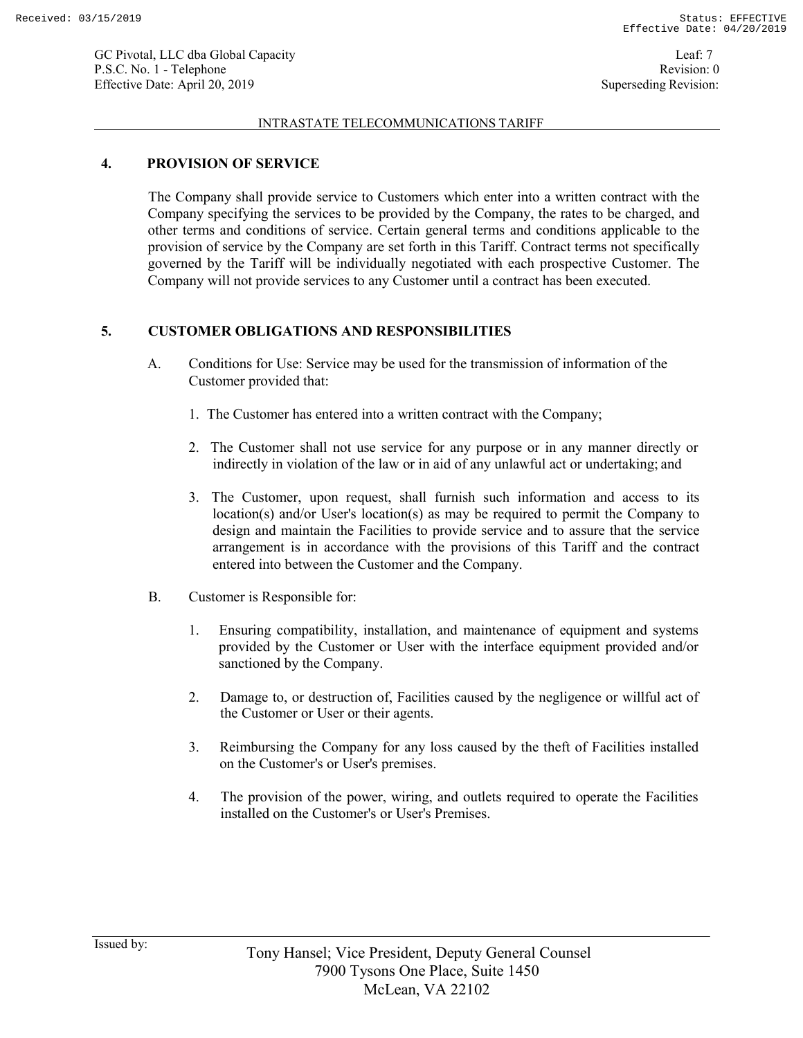## 4. PROVISION OF SERVICE

The Company shall provide service to Customers which enter into a written contract with the Company specifying the services to be provided by the Company, the rates to be charged, and other terms and conditions of service. Certain general terms and conditions applicable to the provision of service by the Company are set forth in this Tariff. Contract terms not specifically governed by the Tariff will be individually negotiated with each prospective Customer. The Company will not provide services to any Customer until a contract has been executed.

## 5. CUSTOMER OBLIGATIONS AND RESPONSIBILITIES

A. Conditions for Use: Service may be used for the transmission of information of the Customer provided that:

1. The Customer has entered into a written contract with the Company;

2. The Customer shall not use service for any purpose or in any manner directly or indirectly in violation of the law or in aid of any unlawful act or undertaking; and

3. The Customer, upon request, shall furnish such information and access to its location(s) and/or User's location(s) as may be required to permit the Company to design and maintain the Facilities to provide service and to assure that the service arrangement is in accordance with the provisions of this Tariff and the contract entered into between the Customer and the Company.

B. Customer is Responsible for:

1. Ensuring compatibility, installation, and maintenance of equipment and systems provided by the Customer or User with the interface equipment provided and/or sanctioned by the Company.

2. Damage to, or destruction of, Facilities caused by the negligence or willful act of the Customer or User or their agents.

3. Reimbursing the Company for any loss caused by the theft of Facilities installed on the Customer's or User's premises.

4. The provision of the power, wiring, and outlets required to operate the Facilities installed on the Customer's or User's Premises.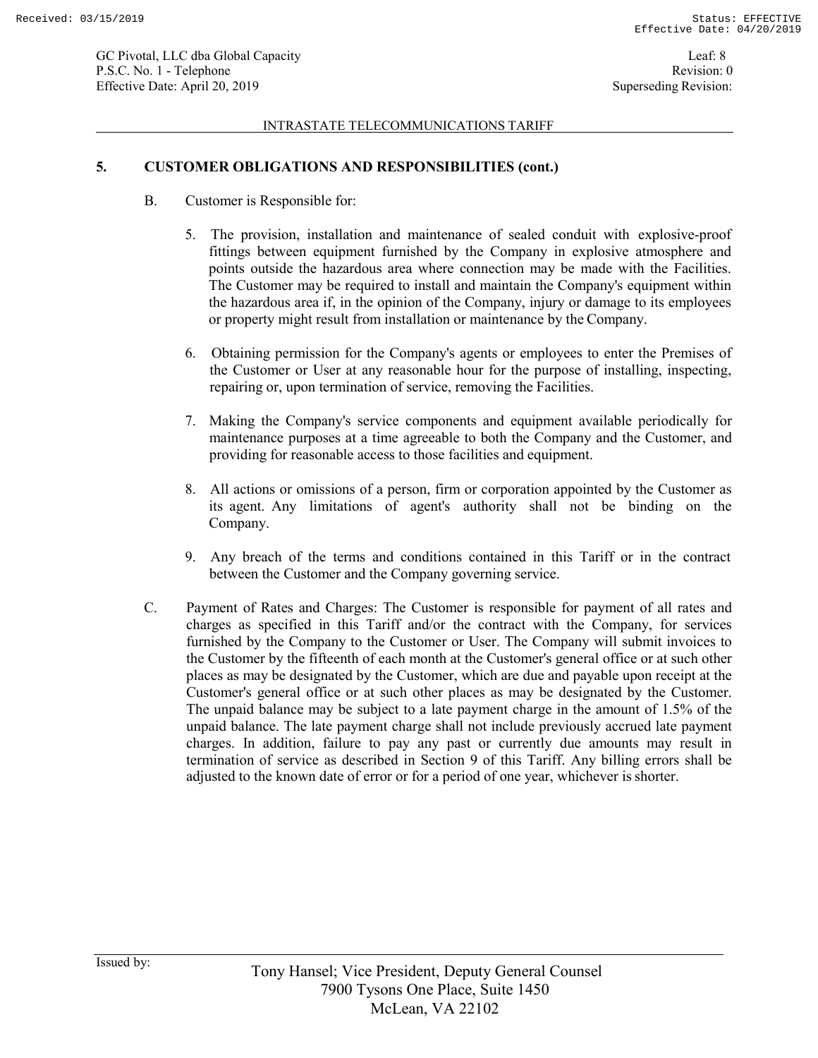## 5. CUSTOMER OBLIGATIONS AND RESPONSIBILITIES (cont.)

B. Customer is Responsible for:

5. The provision, installation and maintenance of sealed conduit with explosive-proof fittings between equipment furnished by the Company in explosive atmosphere and points outside the hazardous area where connection may be made with the Facilities. The Customer may be required to install and maintain the Company's equipment within the hazardous area if, in the opinion of the Company, injury or damage to its employees or property might result from installation or maintenance by the Company.

6. Obtaining permission for the Company's agents or employees to enter the Premises of the Customer or User at any reasonable hour for the purpose of installing, inspecting, repairing or, upon termination of service, removing the Facilities.

7. Making the Company's service components and equipment available periodically for maintenance purposes at a time agreeable to both the Company and the Customer, and providing for reasonable access to those facilities and equipment.

8. All actions or omissions of a person, firm or corporation appointed by the Customer as its agent. Any limitations of agent's authority shall not be binding on the Company.

9. Any breach of the terms and conditions contained in this Tariff or in the contract between the Customer and the Company governing service.

C. Payment of Rates and Charges: The Customer is responsible for payment of all rates and charges as specified in this Tariff and/or the contract with the Company, for services furnished by the Company to the Customer or User. The Company will submit invoices to the Customer by the fifteenth of each month at the Customer's general office or at such other places as may be designated by the Customer, which are due and payable upon receipt at the Customer's general office or at such other places as may be designated by the Customer. The unpaid balance may be subject to a late payment charge in the amount of 1.5% of the unpaid balance. The late payment charge shall not include previously accrued late payment charges. In addition, failure to pay any past or currently due amounts may result in termination of service as described in Section 9 of this Tariff. Any billing errors shall be adjusted to the known date of error or for a period of one year, whichever is shorter.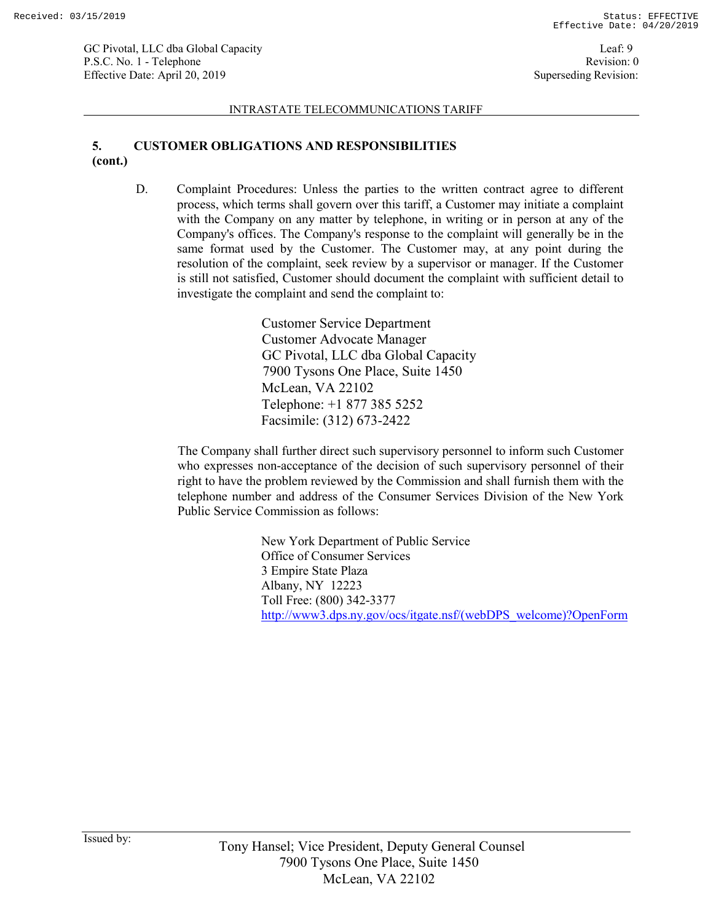## 5. CUSTOMER OBLIGATIONS AND RESPONSIBILITIES (cont.)

D. Complaint Procedures: Unless the parties to the written contract agree to different process, which terms shall govern over this tariff, a Customer may initiate a complaint with the Company on any matter by telephone, in writing or in person at any of the Company's offices. The Company's response to the complaint will generally be in the same format used by the Customer. The Customer may, at any point during the resolution of the complaint, seek review by a supervisor or manager. If the Customer is still not satisfied, Customer should document the complaint with sufficient detail to investigate the complaint and send the complaint to:

Customer Service Department
Customer Advocate Manager
GC Pivotal, LLC dba Global Capacity
7900 Tysons One Place, Suite 1450
McLean, VA 22102
Telephone: +1 877 385 5252
Facsimile: (312) 673-2422

The Company shall further direct such supervisory personnel to inform such Customer who expresses non-acceptance of the decision of such supervisory personnel of their right to have the problem reviewed by the Commission and shall furnish them with the telephone number and address of the Consumer Services Division of the New York Public Service Commission as follows:

New York Department of Public Service
Office of Consumer Services
3 Empire State Plaza
Albany, NY 12223
Toll Free: (800) 342-3377
http://www3.dps.ny.gov/ocs/itgate.nsf/(webDPS_welcome)?OpenForm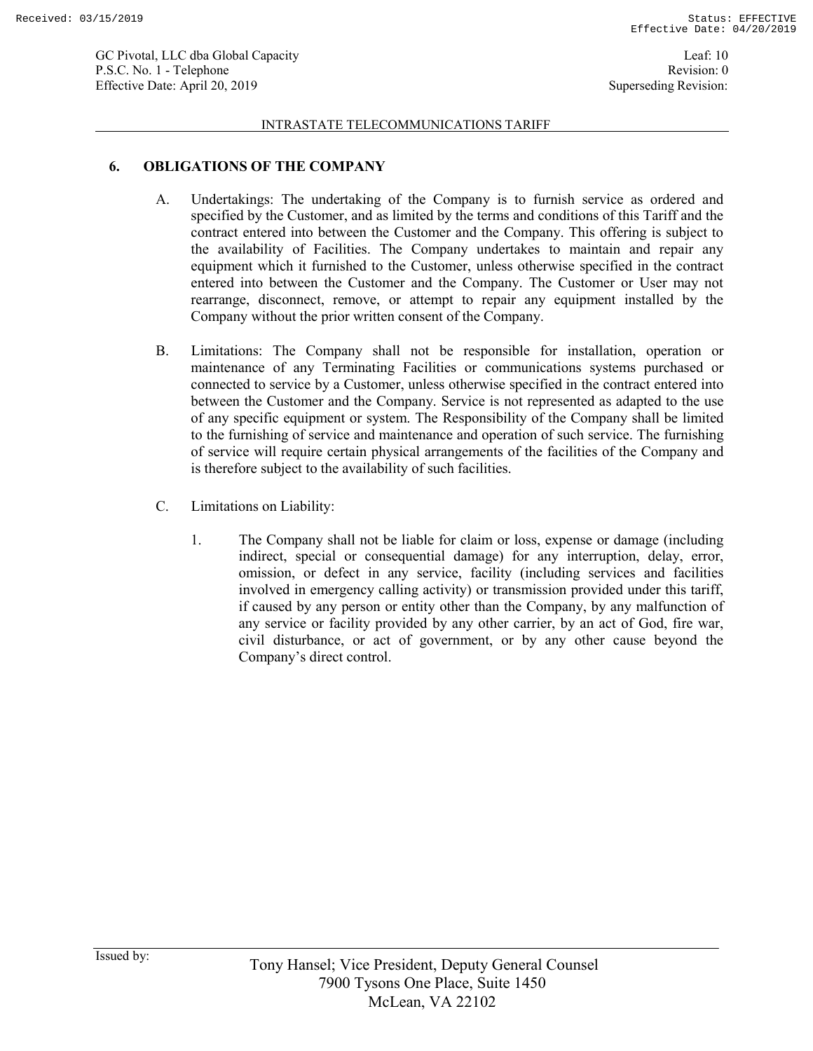## 6. OBLIGATIONS OF THE COMPANY

A. Undertakings: The undertaking of the Company is to furnish service as ordered and specified by the Customer, and as limited by the terms and conditions of this Tariff and the contract entered into between the Customer and the Company. This offering is subject to the availability of Facilities. The Company undertakes to maintain and repair any equipment which it furnished to the Customer, unless otherwise specified in the contract entered into between the Customer and the Company. The Customer or User may not rearrange, disconnect, remove, or attempt to repair any equipment installed by the Company without the prior written consent of the Company.

B. Limitations: The Company shall not be responsible for installation, operation or maintenance of any Terminating Facilities or communications systems purchased or connected to service by a Customer, unless otherwise specified in the contract entered into between the Customer and the Company. Service is not represented as adapted to the use of any specific equipment or system. The Responsibility of the Company shall be limited to the furnishing of service and maintenance and operation of such service. The furnishing of service will require certain physical arrangements of the facilities of the Company and is therefore subject to the availability of such facilities.

C. Limitations on Liability:

1. The Company shall not be liable for claim or loss, expense or damage (including indirect, special or consequential damage) for any interruption, delay, error, omission, or defect in any service, facility (including services and facilities involved in emergency calling activity) or transmission provided under this tariff, if caused by any person or entity other than the Company, by any malfunction of any service or facility provided by any other carrier, by an act of God, fire war, civil disturbance, or act of government, or by any other cause beyond the Company's direct control.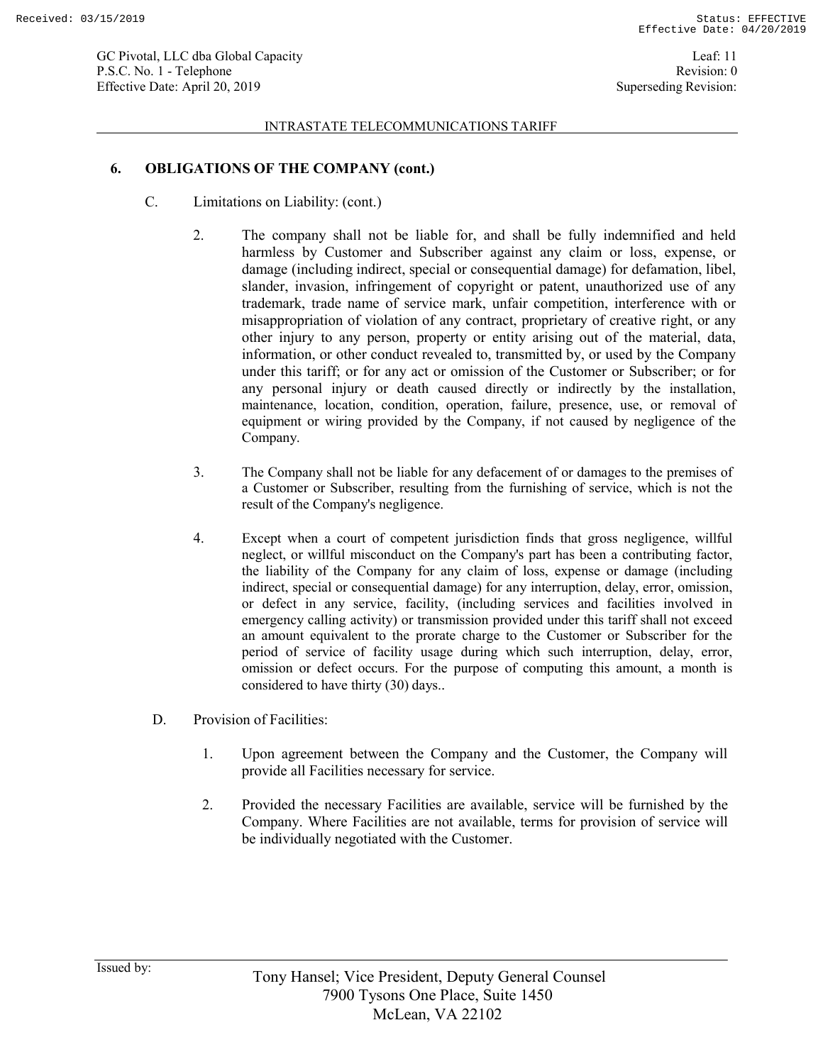## 6. OBLIGATIONS OF THE COMPANY (cont.)

C. Limitations on Liability: (cont.)

2. The company shall not be liable for, and shall be fully indemnified and held harmless by Customer and Subscriber against any claim or loss, expense, or damage (including indirect, special or consequential damage) for defamation, libel, slander, invasion, infringement of copyright or patent, unauthorized use of any trademark, trade name of service mark, unfair competition, interference with or misappropriation of violation of any contract, proprietary of creative right, or any other injury to any person, property or entity arising out of the material, data, information, or other conduct revealed to, transmitted by, or used by the Company under this tariff; or for any act or omission of the Customer or Subscriber; or for any personal injury or death caused directly or indirectly by the installation, maintenance, location, condition, operation, failure, presence, use, or removal of equipment or wiring provided by the Company, if not caused by negligence of the Company.

3. The Company shall not be liable for any defacement of or damages to the premises of a Customer or Subscriber, resulting from the furnishing of service, which is not the result of the Company's negligence.

4. Except when a court of competent jurisdiction finds that gross negligence, willful neglect, or willful misconduct on the Company's part has been a contributing factor, the liability of the Company for any claim of loss, expense or damage (including indirect, special or consequential damage) for any interruption, delay, error, omission, or defect in any service, facility, (including services and facilities involved in emergency calling activity) or transmission provided under this tariff shall not exceed an amount equivalent to the prorate charge to the Customer or Subscriber for the period of service of facility usage during which such interruption, delay, error, omission or defect occurs. For the purpose of computing this amount, a month is considered to have thirty (30) days..

D. Provision of Facilities:

1. Upon agreement between the Company and the Customer, the Company will provide all Facilities necessary for service.

2. Provided the necessary Facilities are available, service will be furnished by the Company. Where Facilities are not available, terms for provision of service will be individually negotiated with the Customer.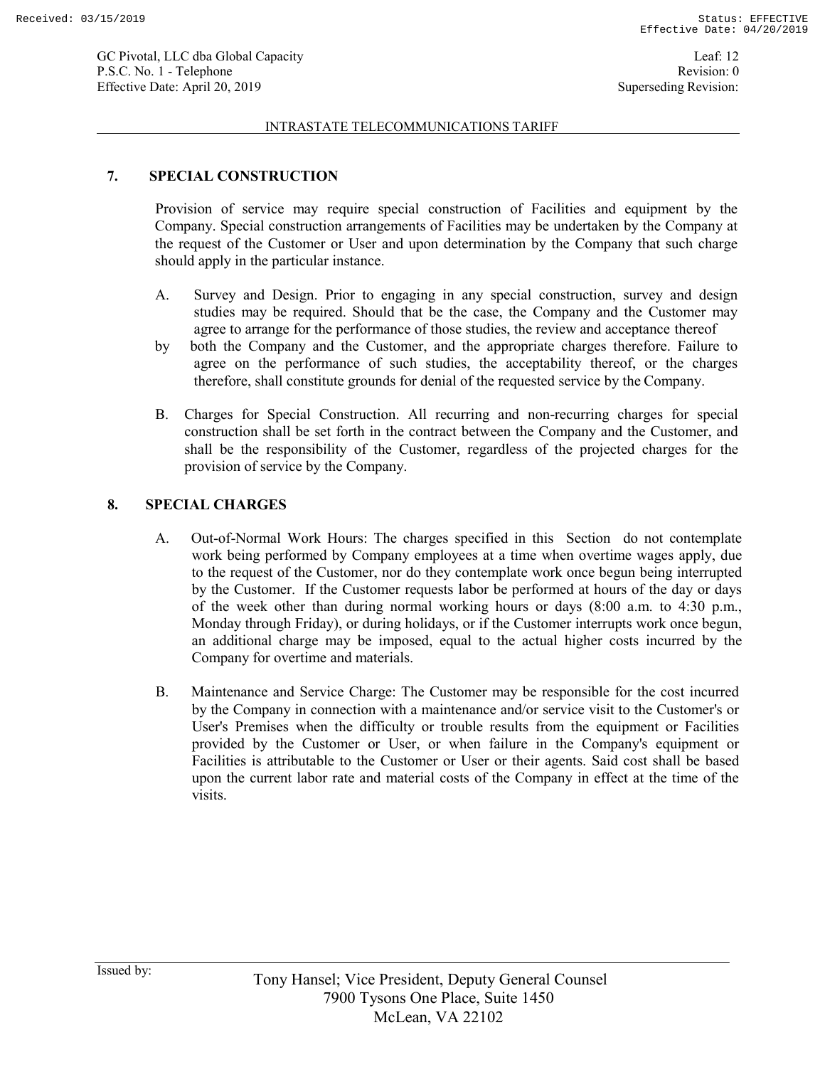## 7. SPECIAL CONSTRUCTION

Provision of service may require special construction of Facilities and equipment by the Company. Special construction arrangements of Facilities may be undertaken by the Company at the request of the Customer or User and upon determination by the Company that such charge should apply in the particular instance.

A. Survey and Design. Prior to engaging in any special construction, survey and design studies may be required. Should that be the case, the Company and the Customer may agree to arrange for the performance of those studies, the review and acceptance thereof by both the Company and the Customer, and the appropriate charges therefore. Failure to agree on the performance of such studies, the acceptability thereof, or the charges therefore, shall constitute grounds for denial of the requested service by the Company.

B. Charges for Special Construction. All recurring and non-recurring charges for special construction shall be set forth in the contract between the Company and the Customer, and shall be the responsibility of the Customer, regardless of the projected charges for the provision of service by the Company.

## 8. SPECIAL CHARGES

A. Out-of-Normal Work Hours: The charges specified in this Section do not contemplate work being performed by Company employees at a time when overtime wages apply, due to the request of the Customer, nor do they contemplate work once begun being interrupted by the Customer. If the Customer requests labor be performed at hours of the day or days of the week other than during normal working hours or days (8:00 a.m. to 4:30 p.m., Monday through Friday), or during holidays, or if the Customer interrupts work once begun, an additional charge may be imposed, equal to the actual higher costs incurred by the Company for overtime and materials.

B. Maintenance and Service Charge: The Customer may be responsible for the cost incurred by the Company in connection with a maintenance and/or service visit to the Customer's or User's Premises when the difficulty or trouble results from the equipment or Facilities provided by the Customer or User, or when failure in the Company's equipment or Facilities is attributable to the Customer or User or their agents. Said cost shall be based upon the current labor rate and material costs of the Company in effect at the time of the visits.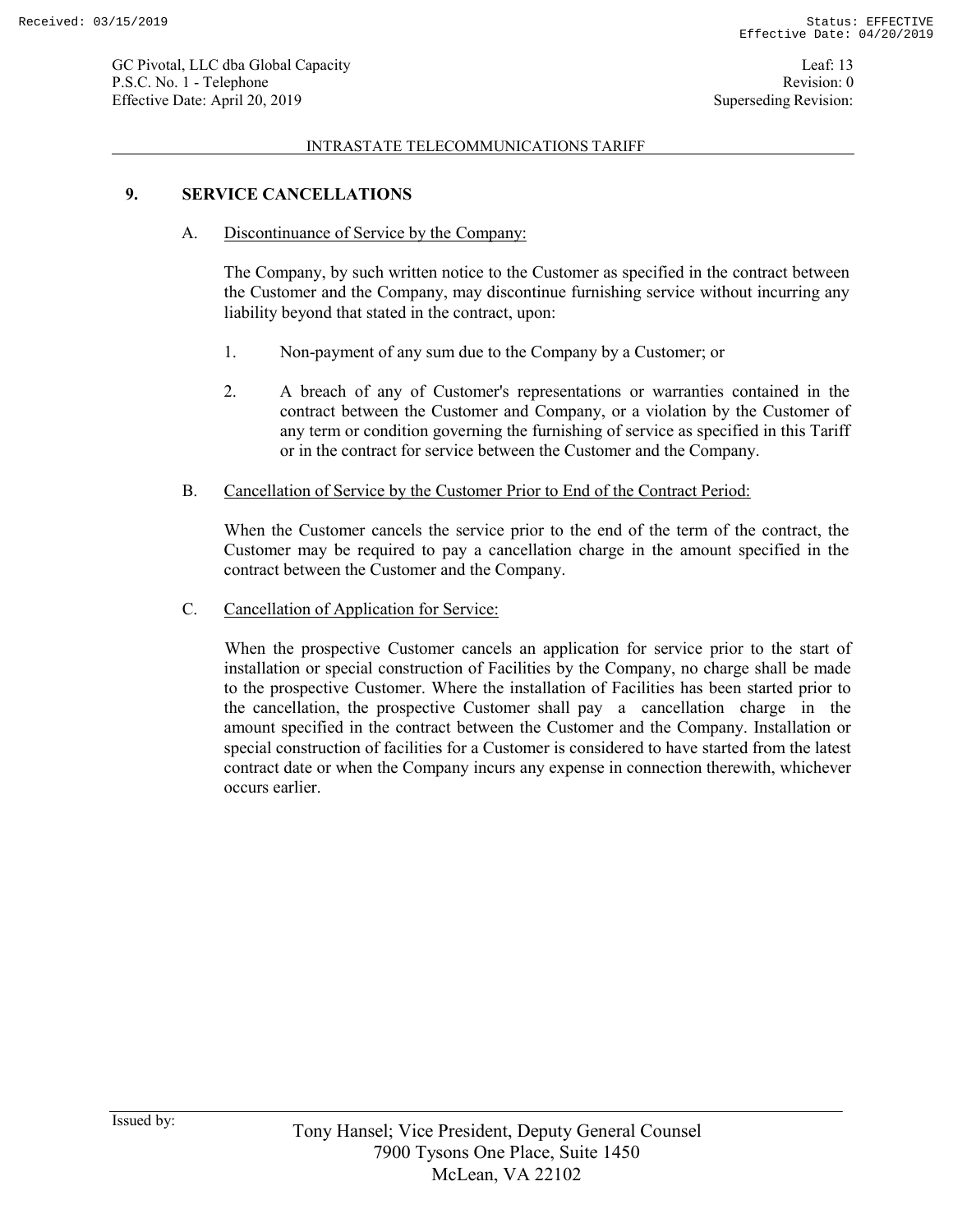## 9. SERVICE CANCELLATIONS

### A. Discontinuance of Service by the Company:

The Company, by such written notice to the Customer as specified in the contract between the Customer and the Company, may discontinue furnishing service without incurring any liability beyond that stated in the contract, upon:

1. Non-payment of any sum due to the Company by a Customer; or

2. A breach of any of Customer's representations or warranties contained in the contract between the Customer and Company, or a violation by the Customer of any term or condition governing the furnishing of service as specified in this Tariff or in the contract for service between the Customer and the Company.

### B. Cancellation of Service by the Customer Prior to End of the Contract Period:

When the Customer cancels the service prior to the end of the term of the contract, the Customer may be required to pay a cancellation charge in the amount specified in the contract between the Customer and the Company.

### C. Cancellation of Application for Service:

When the prospective Customer cancels an application for service prior to the start of installation or special construction of Facilities by the Company, no charge shall be made to the prospective Customer. Where the installation of Facilities has been started prior to the cancellation, the prospective Customer shall pay a cancellation charge in the amount specified in the contract between the Customer and the Company. Installation or special construction of facilities for a Customer is considered to have started from the latest contract date or when the Company incurs any expense in connection therewith, whichever occurs earlier.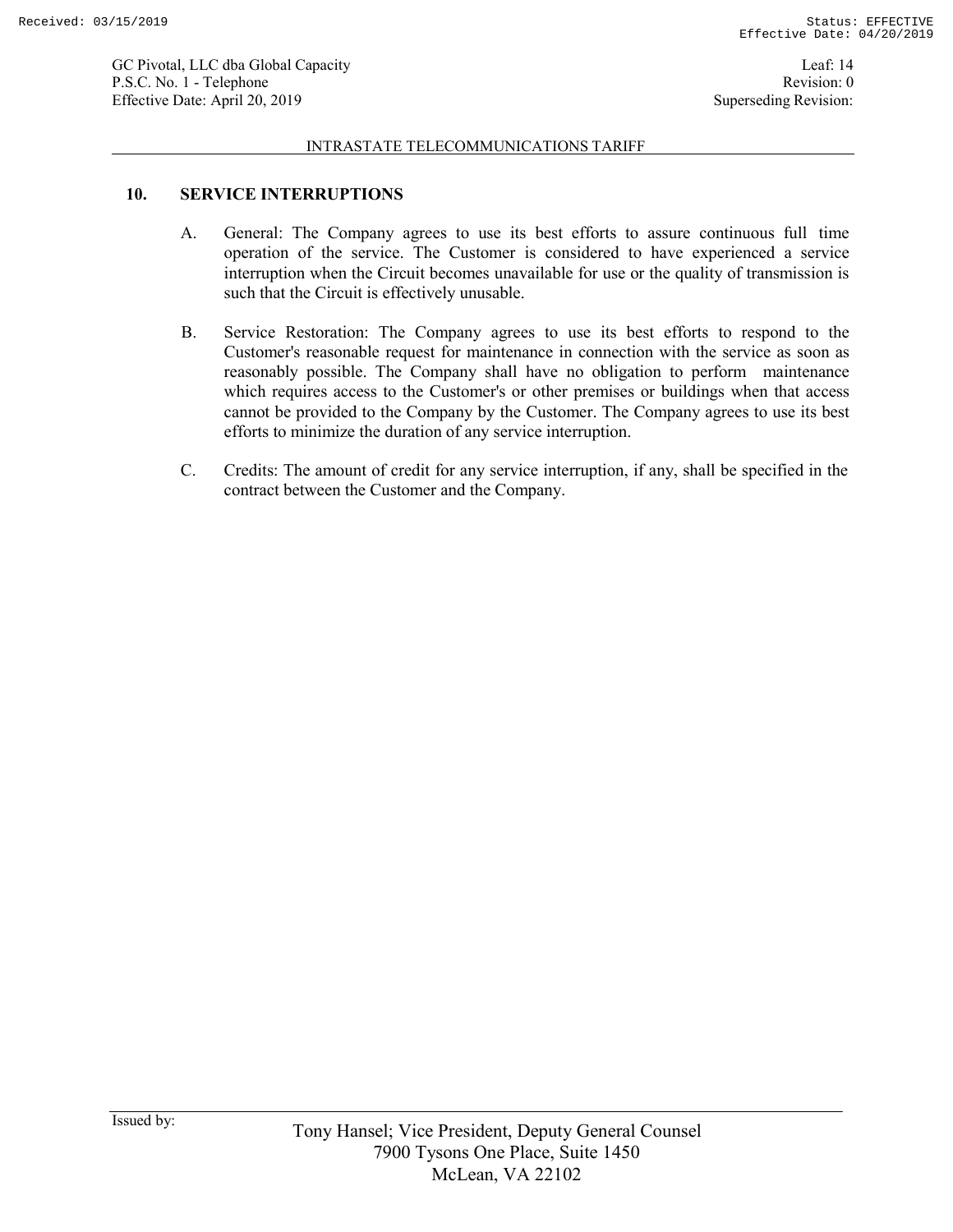## 10. SERVICE INTERRUPTIONS

A. General: The Company agrees to use its best efforts to assure continuous full time operation of the service. The Customer is considered to have experienced a service interruption when the Circuit becomes unavailable for use or the quality of transmission is such that the Circuit is effectively unusable.

B. Service Restoration: The Company agrees to use its best efforts to respond to the Customer's reasonable request for maintenance in connection with the service as soon as reasonably possible. The Company shall have no obligation to perform maintenance which requires access to the Customer's or other premises or buildings when that access cannot be provided to the Company by the Customer. The Company agrees to use its best efforts to minimize the duration of any service interruption.

C. Credits: The amount of credit for any service interruption, if any, shall be specified in the contract between the Customer and the Company.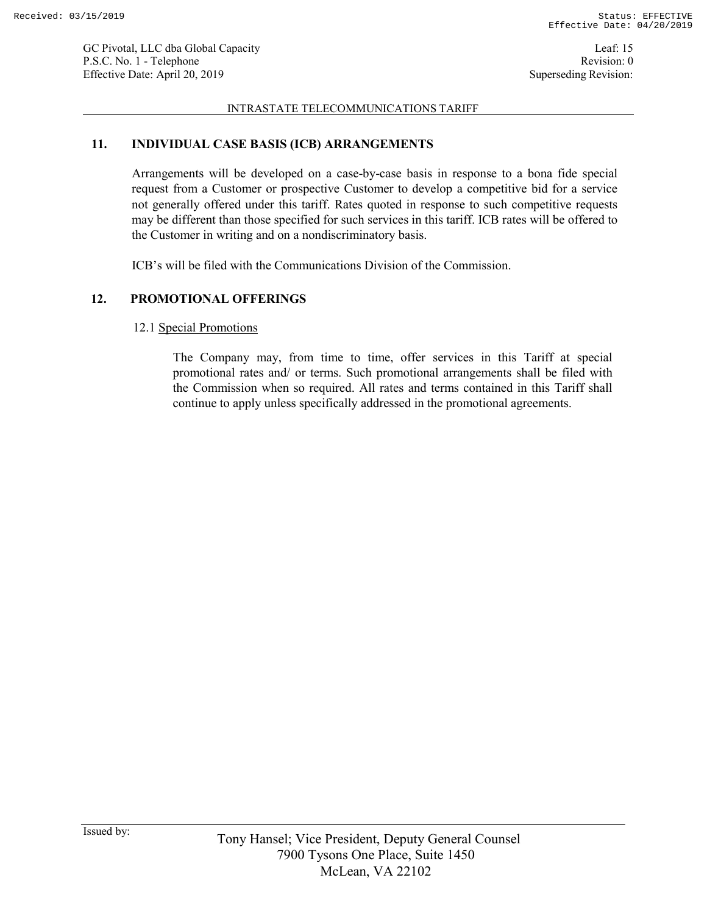## 11. INDIVIDUAL CASE BASIS (ICB) ARRANGEMENTS

Arrangements will be developed on a case-by-case basis in response to a bona fide special request from a Customer or prospective Customer to develop a competitive bid for a service not generally offered under this tariff. Rates quoted in response to such competitive requests may be different than those specified for such services in this tariff. ICB rates will be offered to the Customer in writing and on a nondiscriminatory basis.

ICB's will be filed with the Communications Division of the Commission.

## 12. PROMOTIONAL OFFERINGS

### 12.1 Special Promotions

The Company may, from time to time, offer services in this Tariff at special promotional rates and/ or terms. Such promotional arrangements shall be filed with the Commission when so required. All rates and terms contained in this Tariff shall continue to apply unless specifically addressed in the promotional agreements.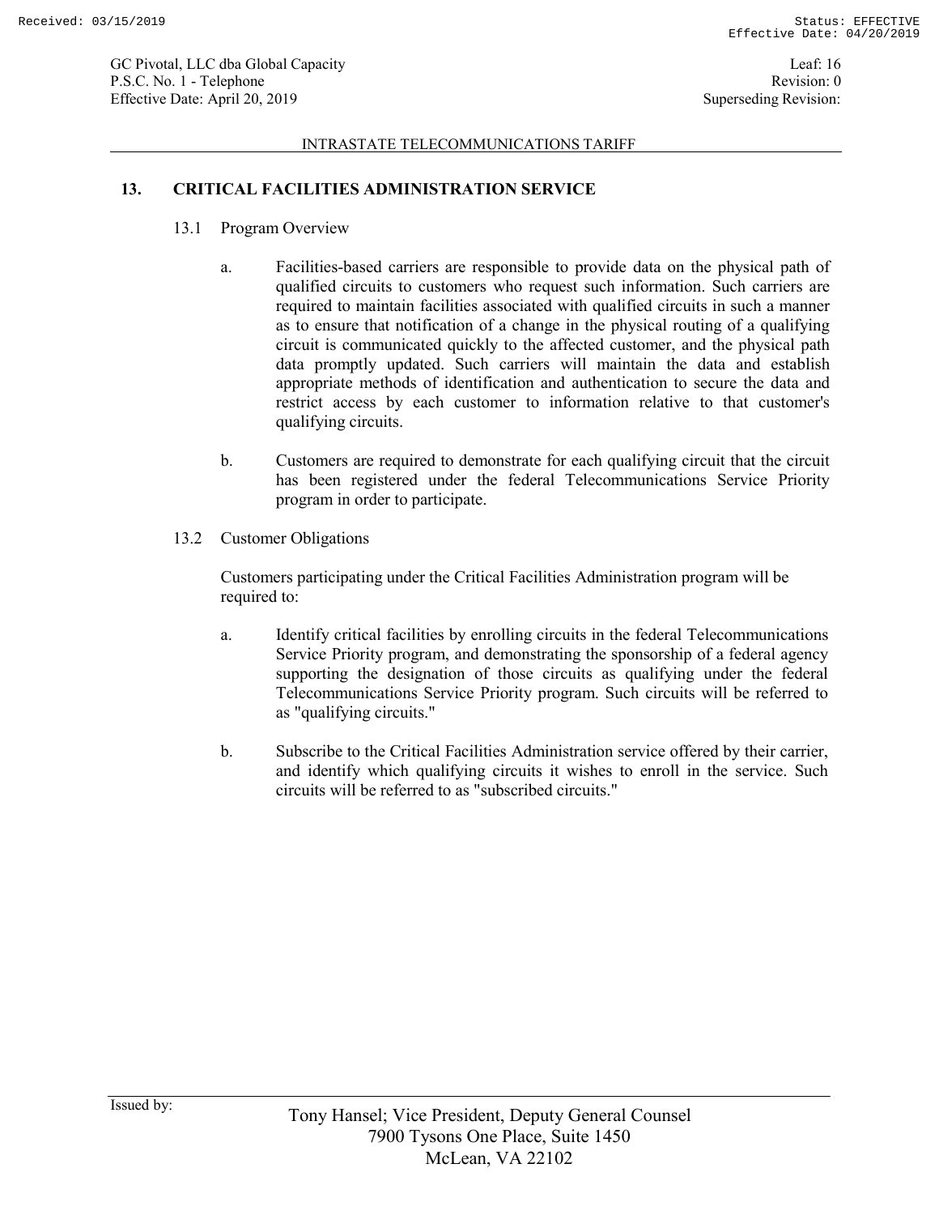## 13. CRITICAL FACILITIES ADMINISTRATION SERVICE

### 13.1 Program Overview

a. Facilities-based carriers are responsible to provide data on the physical path of qualified circuits to customers who request such information. Such carriers are required to maintain facilities associated with qualified circuits in such a manner as to ensure that notification of a change in the physical routing of a qualifying circuit is communicated quickly to the affected customer, and the physical path data promptly updated. Such carriers will maintain the data and establish appropriate methods of identification and authentication to secure the data and restrict access by each customer to information relative to that customer's qualifying circuits.

b. Customers are required to demonstrate for each qualifying circuit that the circuit has been registered under the federal Telecommunications Service Priority program in order to participate.

### 13.2 Customer Obligations

Customers participating under the Critical Facilities Administration program will be required to:

a. Identify critical facilities by enrolling circuits in the federal Telecommunications Service Priority program, and demonstrating the sponsorship of a federal agency supporting the designation of those circuits as qualifying under the federal Telecommunications Service Priority program. Such circuits will be referred to as "qualifying circuits."

b. Subscribe to the Critical Facilities Administration service offered by their carrier, and identify which qualifying circuits it wishes to enroll in the service. Such circuits will be referred to as "subscribed circuits."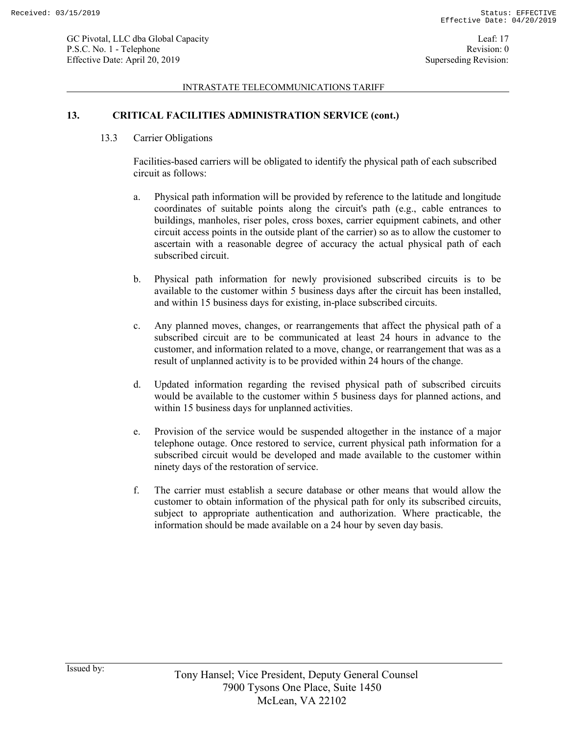## 13. CRITICAL FACILITIES ADMINISTRATION SERVICE (cont.)

### 13.3 Carrier Obligations

Facilities-based carriers will be obligated to identify the physical path of each subscribed circuit as follows:

a. Physical path information will be provided by reference to the latitude and longitude coordinates of suitable points along the circuit's path (e.g., cable entrances to buildings, manholes, riser poles, cross boxes, carrier equipment cabinets, and other circuit access points in the outside plant of the carrier) so as to allow the customer to ascertain with a reasonable degree of accuracy the actual physical path of each subscribed circuit.

b. Physical path information for newly provisioned subscribed circuits is to be available to the customer within 5 business days after the circuit has been installed, and within 15 business days for existing, in-place subscribed circuits.

c. Any planned moves, changes, or rearrangements that affect the physical path of a subscribed circuit are to be communicated at least 24 hours in advance to the customer, and information related to a move, change, or rearrangement that was as a result of unplanned activity is to be provided within 24 hours of the change.

d. Updated information regarding the revised physical path of subscribed circuits would be available to the customer within 5 business days for planned actions, and within 15 business days for unplanned activities.

e. Provision of the service would be suspended altogether in the instance of a major telephone outage. Once restored to service, current physical path information for a subscribed circuit would be developed and made available to the customer within ninety days of the restoration of service.

f. The carrier must establish a secure database or other means that would allow the customer to obtain information of the physical path for only its subscribed circuits, subject to appropriate authentication and authorization. Where practicable, the information should be made available on a 24 hour by seven day basis.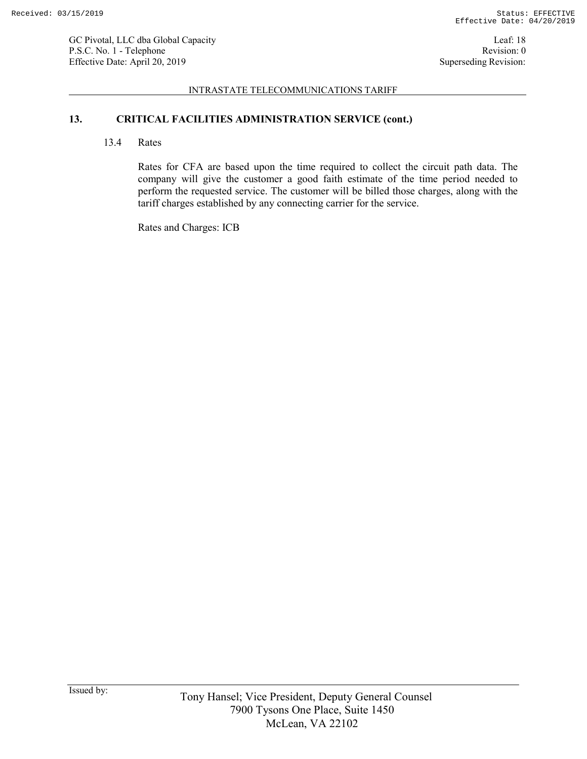## 13. CRITICAL FACILITIES ADMINISTRATION SERVICE (cont.)

### 13.4 Rates

Rates for CFA are based upon the time required to collect the circuit path data. The company will give the customer a good faith estimate of the time period needed to perform the requested service. The customer will be billed those charges, along with the tariff charges established by any connecting carrier for the service.

Rates and Charges: ICB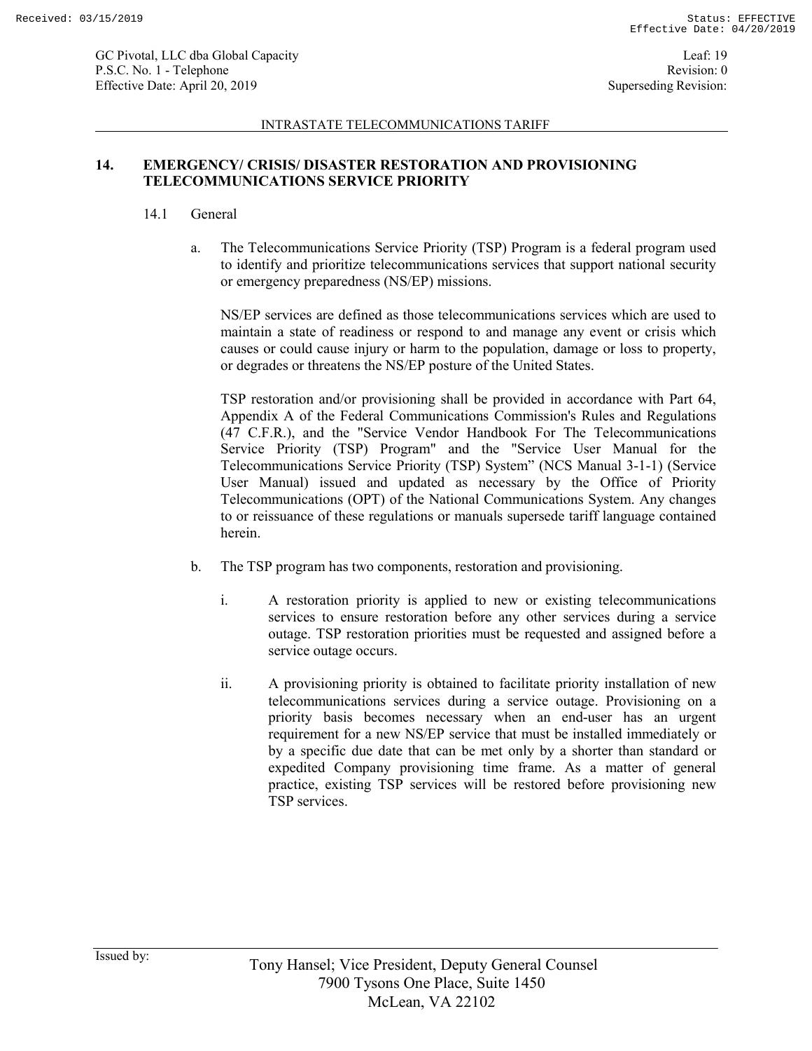## 14. EMERGENCY/ CRISIS/ DISASTER RESTORATION AND PROVISIONING TELECOMMUNICATIONS SERVICE PRIORITY

### 14.1 General

a. The Telecommunications Service Priority (TSP) Program is a federal program used to identify and prioritize telecommunications services that support national security or emergency preparedness (NS/EP) missions.

NS/EP services are defined as those telecommunications services which are used to maintain a state of readiness or respond to and manage any event or crisis which causes or could cause injury or harm to the population, damage or loss to property, or degrades or threatens the NS/EP posture of the United States.

TSP restoration and/or provisioning shall be provided in accordance with Part 64, Appendix A of the Federal Communications Commission's Rules and Regulations (47 C.F.R.), and the "Service Vendor Handbook For The Telecommunications Service Priority (TSP) Program" and the "Service User Manual for the Telecommunications Service Priority (TSP) System" (NCS Manual 3-1-1) (Service User Manual) issued and updated as necessary by the Office of Priority Telecommunications (OPT) of the National Communications System. Any changes to or reissuance of these regulations or manuals supersede tariff language contained herein.

b. The TSP program has two components, restoration and provisioning.

i. A restoration priority is applied to new or existing telecommunications services to ensure restoration before any other services during a service outage. TSP restoration priorities must be requested and assigned before a service outage occurs.

ii. A provisioning priority is obtained to facilitate priority installation of new telecommunications services during a service outage. Provisioning on a priority basis becomes necessary when an end-user has an urgent requirement for a new NS/EP service that must be installed immediately or by a specific due date that can be met only by a shorter than standard or expedited Company provisioning time frame. As a matter of general practice, existing TSP services will be restored before provisioning new TSP services.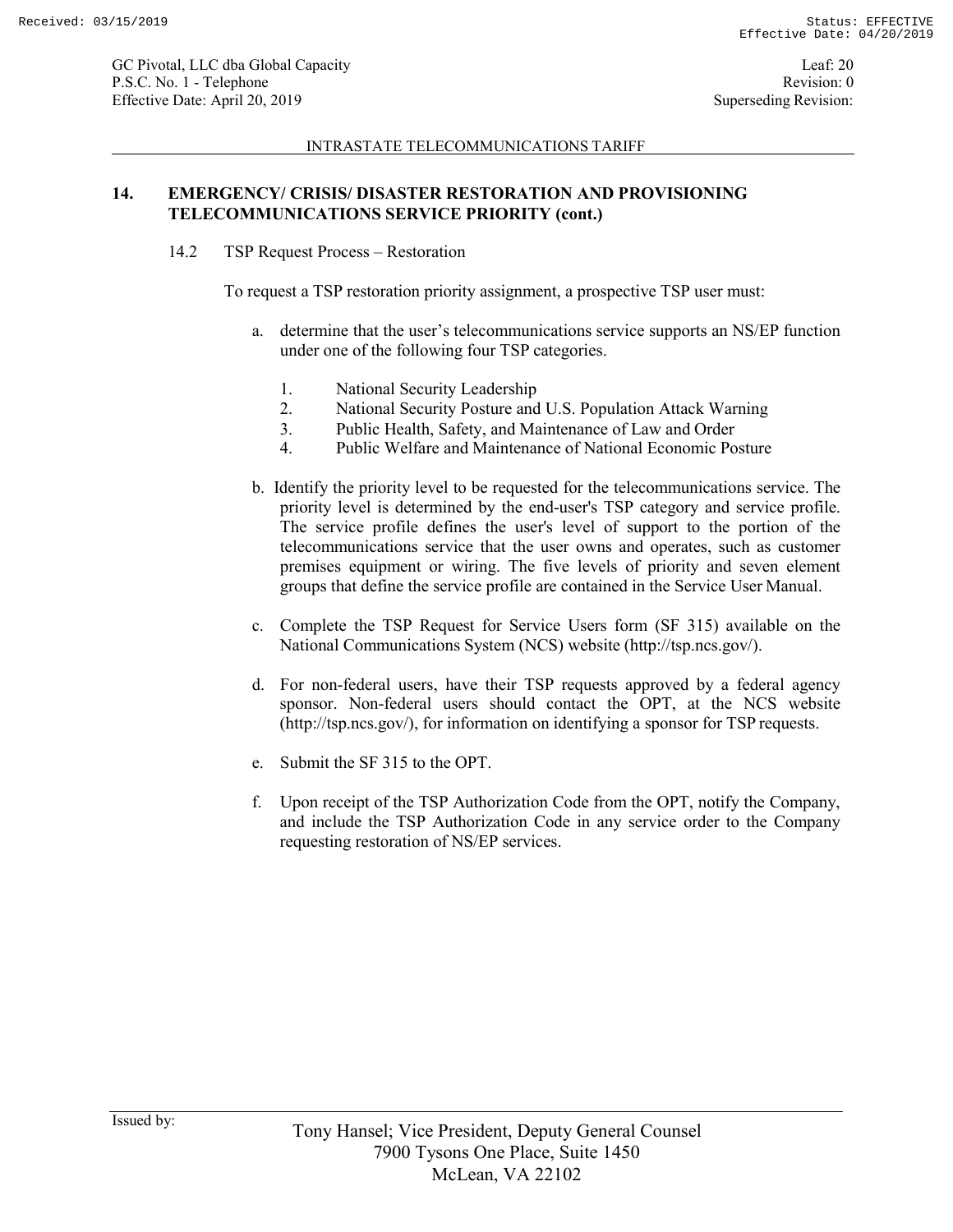## 14. EMERGENCY/ CRISIS/ DISASTER RESTORATION AND PROVISIONING TELECOMMUNICATIONS SERVICE PRIORITY (cont.)

### 14.2 TSP Request Process – Restoration

To request a TSP restoration priority assignment, a prospective TSP user must:

a. determine that the user's telecommunications service supports an NS/EP function under one of the following four TSP categories.

   1. National Security Leadership
   2. National Security Posture and U.S. Population Attack Warning
   3. Public Health, Safety, and Maintenance of Law and Order
   4. Public Welfare and Maintenance of National Economic Posture

b. Identify the priority level to be requested for the telecommunications service. The priority level is determined by the end-user's TSP category and service profile. The service profile defines the user's level of support to the portion of the telecommunications service that the user owns and operates, such as customer premises equipment or wiring. The five levels of priority and seven element groups that define the service profile are contained in the Service User Manual.

c. Complete the TSP Request for Service Users form (SF 315) available on the National Communications System (NCS) website (http://tsp.ncs.gov/).

d. For non-federal users, have their TSP requests approved by a federal agency sponsor. Non-federal users should contact the OPT, at the NCS website (http://tsp.ncs.gov/), for information on identifying a sponsor for TSP requests.

e. Submit the SF 315 to the OPT.

f. Upon receipt of the TSP Authorization Code from the OPT, notify the Company, and include the TSP Authorization Code in any service order to the Company requesting restoration of NS/EP services.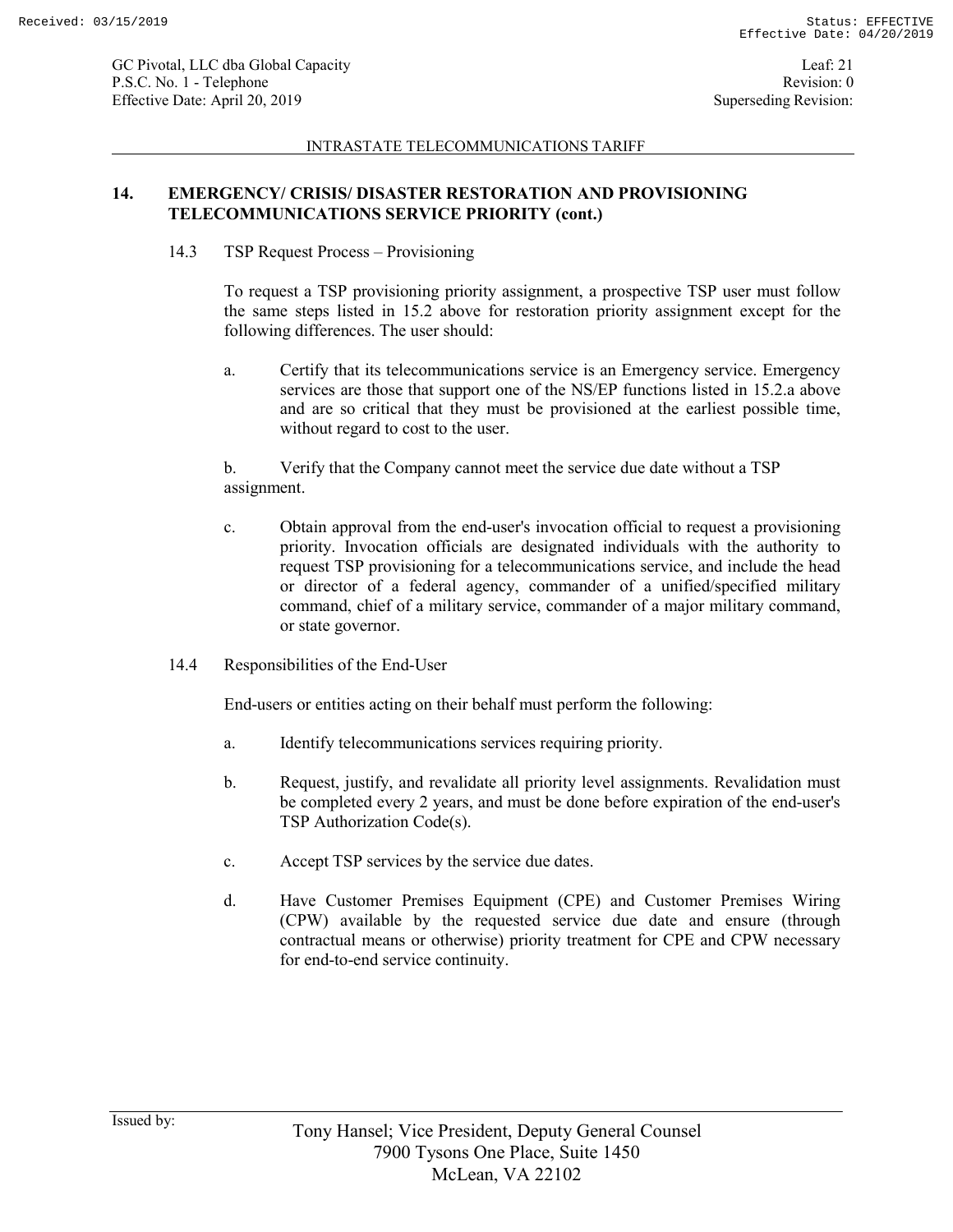## 14. EMERGENCY/ CRISIS/ DISASTER RESTORATION AND PROVISIONING TELECOMMUNICATIONS SERVICE PRIORITY (cont.)

### 14.3 TSP Request Process – Provisioning

To request a TSP provisioning priority assignment, a prospective TSP user must follow the same steps listed in 15.2 above for restoration priority assignment except for the following differences. The user should:

a. Certify that its telecommunications service is an Emergency service. Emergency services are those that support one of the NS/EP functions listed in 15.2.a above and are so critical that they must be provisioned at the earliest possible time, without regard to cost to the user.

b. Verify that the Company cannot meet the service due date without a TSP assignment.

c. Obtain approval from the end-user's invocation official to request a provisioning priority. Invocation officials are designated individuals with the authority to request TSP provisioning for a telecommunications service, and include the head or director of a federal agency, commander of a unified/specified military command, chief of a military service, commander of a major military command, or state governor.

### 14.4 Responsibilities of the End-User

End-users or entities acting on their behalf must perform the following:

a. Identify telecommunications services requiring priority.

b. Request, justify, and revalidate all priority level assignments. Revalidation must be completed every 2 years, and must be done before expiration of the end-user's TSP Authorization Code(s).

c. Accept TSP services by the service due dates.

d. Have Customer Premises Equipment (CPE) and Customer Premises Wiring (CPW) available by the requested service due date and ensure (through contractual means or otherwise) priority treatment for CPE and CPW necessary for end-to-end service continuity.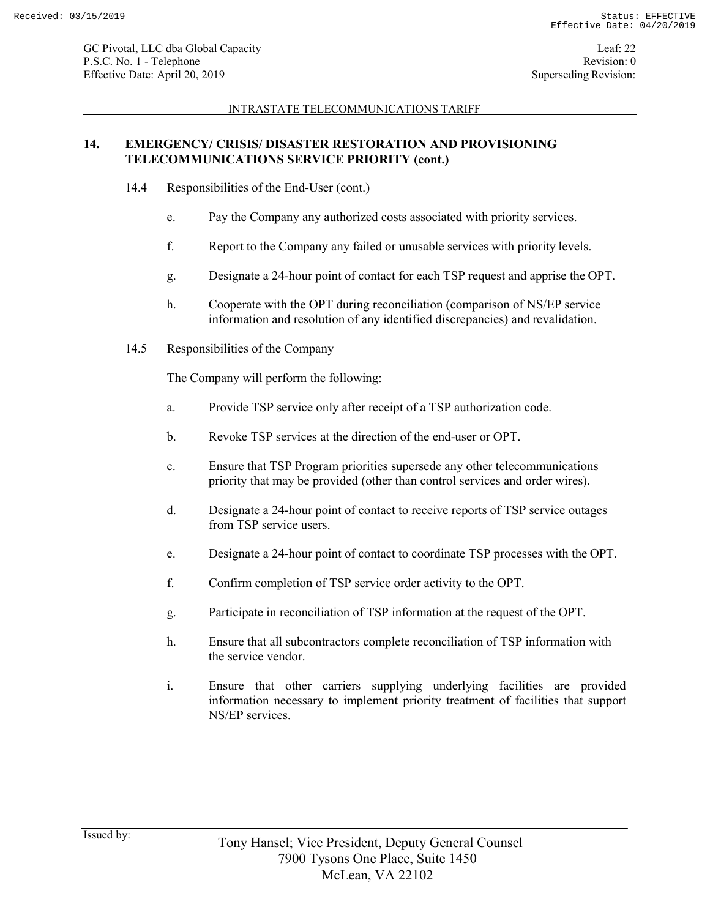## 14. EMERGENCY/ CRISIS/ DISASTER RESTORATION AND PROVISIONING TELECOMMUNICATIONS SERVICE PRIORITY (cont.)

14.4 Responsibilities of the End-User (cont.)

e. Pay the Company any authorized costs associated with priority services.

f. Report to the Company any failed or unusable services with priority levels.

g. Designate a 24-hour point of contact for each TSP request and apprise the OPT.

h. Cooperate with the OPT during reconciliation (comparison of NS/EP service information and resolution of any identified discrepancies) and revalidation.

14.5 Responsibilities of the Company

The Company will perform the following:

a. Provide TSP service only after receipt of a TSP authorization code.

b. Revoke TSP services at the direction of the end-user or OPT.

c. Ensure that TSP Program priorities supersede any other telecommunications priority that may be provided (other than control services and order wires).

d. Designate a 24-hour point of contact to receive reports of TSP service outages from TSP service users.

e. Designate a 24-hour point of contact to coordinate TSP processes with the OPT.

f. Confirm completion of TSP service order activity to the OPT.

g. Participate in reconciliation of TSP information at the request of the OPT.

h. Ensure that all subcontractors complete reconciliation of TSP information with the service vendor.

i. Ensure that other carriers supplying underlying facilities are provided information necessary to implement priority treatment of facilities that support NS/EP services.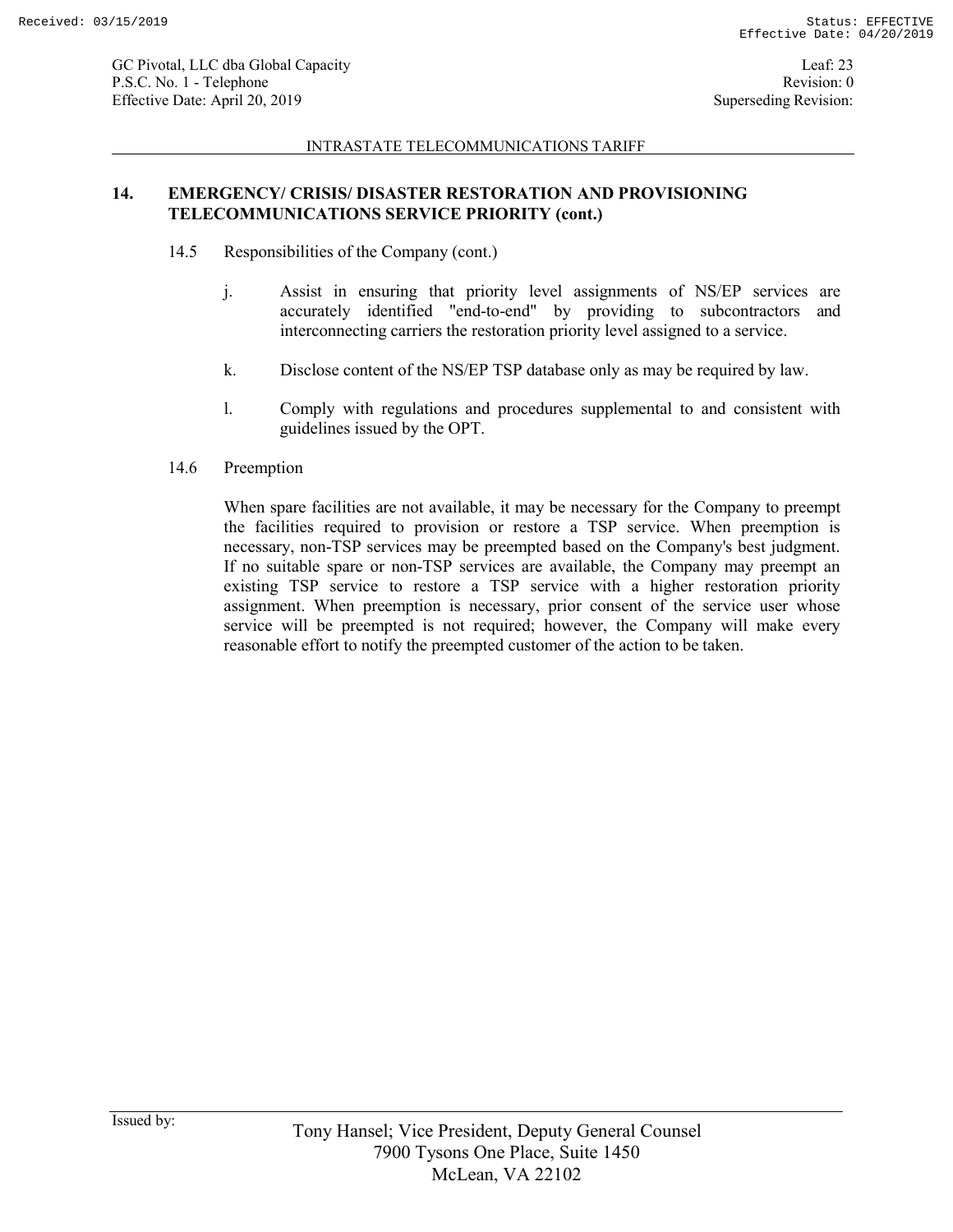## 14. EMERGENCY/ CRISIS/ DISASTER RESTORATION AND PROVISIONING TELECOMMUNICATIONS SERVICE PRIORITY (cont.)

14.5 Responsibilities of the Company (cont.)

j. Assist in ensuring that priority level assignments of NS/EP services are accurately identified "end-to-end" by providing to subcontractors and interconnecting carriers the restoration priority level assigned to a service.

k. Disclose content of the NS/EP TSP database only as may be required by law.

l. Comply with regulations and procedures supplemental to and consistent with guidelines issued by the OPT.

14.6 Preemption

When spare facilities are not available, it may be necessary for the Company to preempt the facilities required to provision or restore a TSP service. When preemption is necessary, non-TSP services may be preempted based on the Company's best judgment. If no suitable spare or non-TSP services are available, the Company may preempt an existing TSP service to restore a TSP service with a higher restoration priority assignment. When preemption is necessary, prior consent of the service user whose service will be preempted is not required; however, the Company will make every reasonable effort to notify the preempted customer of the action to be taken.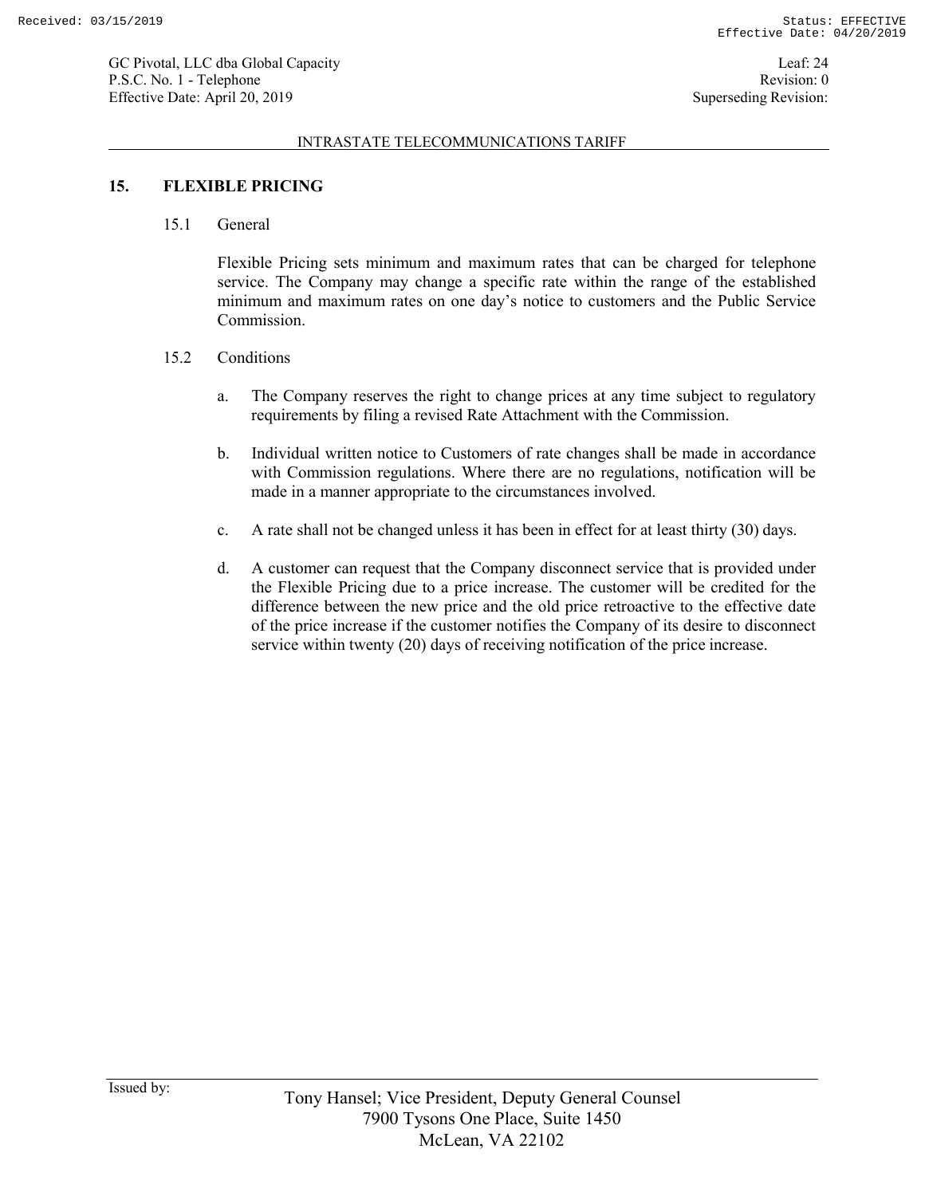## 15. FLEXIBLE PRICING

### 15.1 General

Flexible Pricing sets minimum and maximum rates that can be charged for telephone service. The Company may change a specific rate within the range of the established minimum and maximum rates on one day's notice to customers and the Public Service Commission.

### 15.2 Conditions

a. The Company reserves the right to change prices at any time subject to regulatory requirements by filing a revised Rate Attachment with the Commission.

b. Individual written notice to Customers of rate changes shall be made in accordance with Commission regulations. Where there are no regulations, notification will be made in a manner appropriate to the circumstances involved.

c. A rate shall not be changed unless it has been in effect for at least thirty (30) days.

d. A customer can request that the Company disconnect service that is provided under the Flexible Pricing due to a price increase. The customer will be credited for the difference between the new price and the old price retroactive to the effective date of the price increase if the customer notifies the Company of its desire to disconnect service within twenty (20) days of receiving notification of the price increase.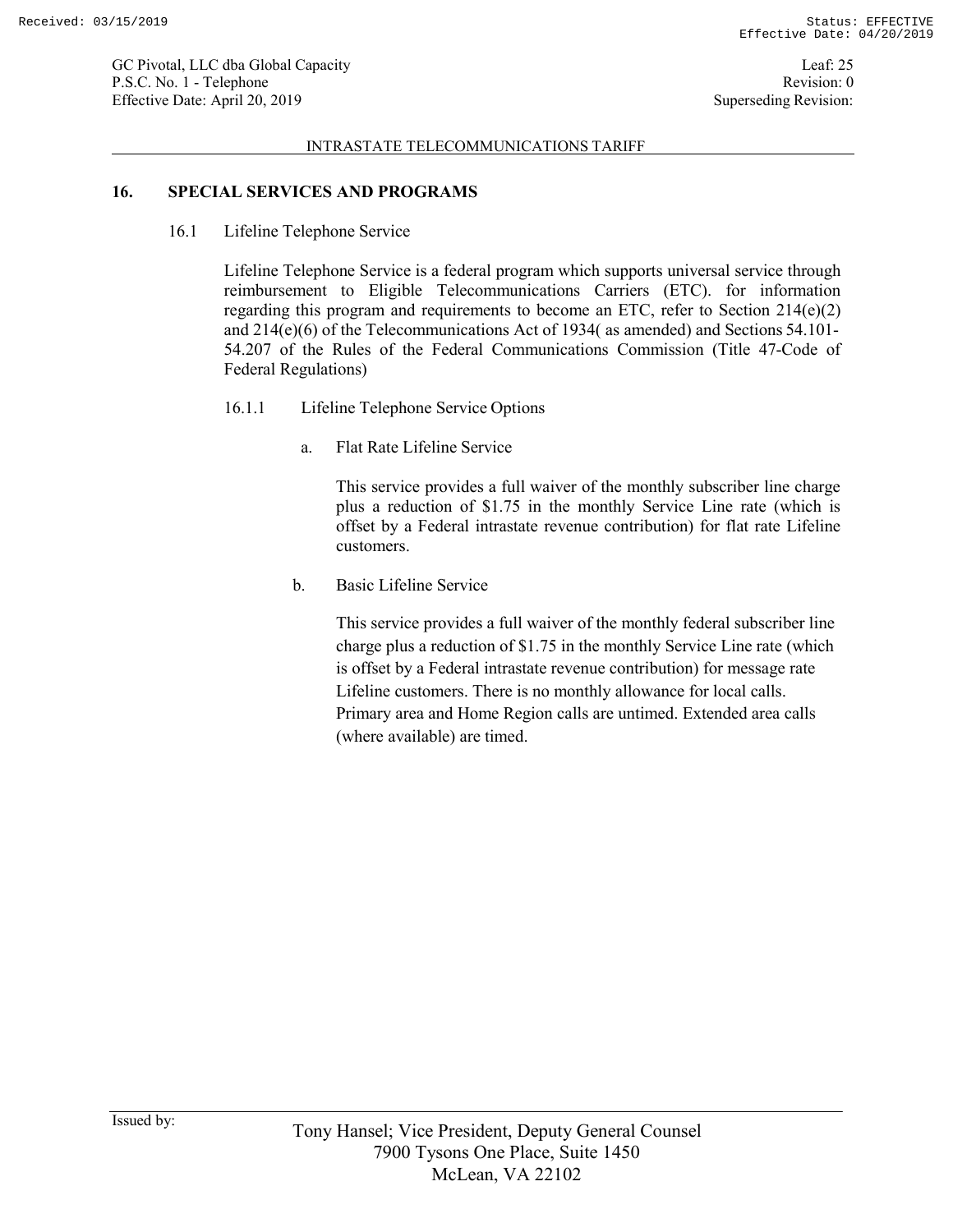## 16. SPECIAL SERVICES AND PROGRAMS

### 16.1 Lifeline Telephone Service

Lifeline Telephone Service is a federal program which supports universal service through reimbursement to Eligible Telecommunications Carriers (ETC). for information regarding this program and requirements to become an ETC, refer to Section 214(e)(2) and 214(e)(6) of the Telecommunications Act of 1934( as amended) and Sections 54.101-54.207 of the Rules of the Federal Communications Commission (Title 47-Code of Federal Regulations)

#### 16.1.1 Lifeline Telephone Service Options

a. Flat Rate Lifeline Service

This service provides a full waiver of the monthly subscriber line charge plus a reduction of $1.75 in the monthly Service Line rate (which is offset by a Federal intrastate revenue contribution) for flat rate Lifeline customers.

b. Basic Lifeline Service

This service provides a full waiver of the monthly federal subscriber line charge plus a reduction of $1.75 in the monthly Service Line rate (which is offset by a Federal intrastate revenue contribution) for message rate Lifeline customers. There is no monthly allowance for local calls. Primary area and Home Region calls are untimed. Extended area calls (where available) are timed.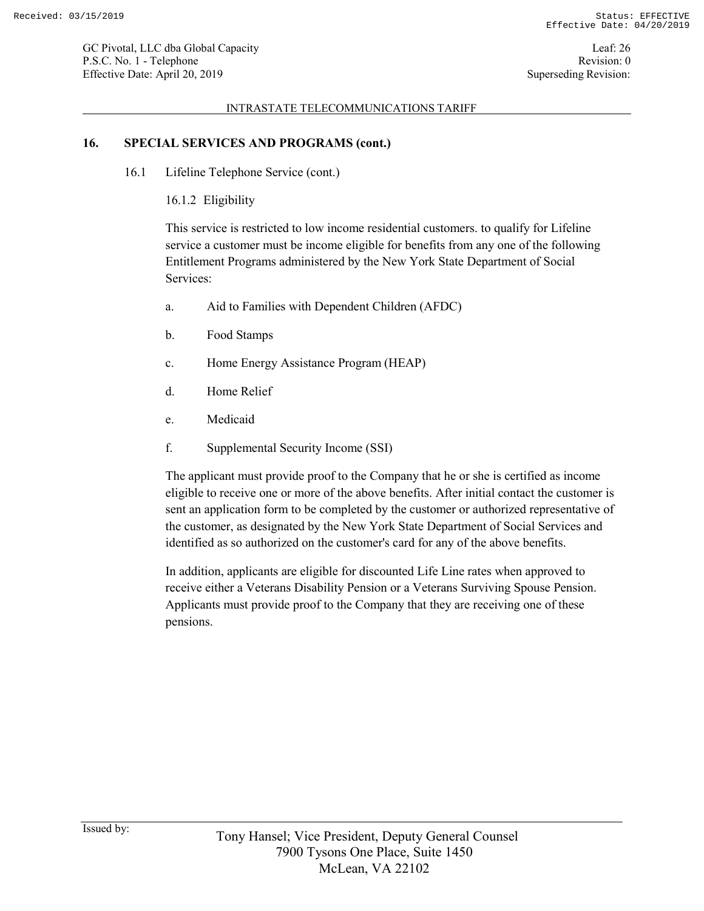## 16. SPECIAL SERVICES AND PROGRAMS (cont.)

### 16.1 Lifeline Telephone Service (cont.)

#### 16.1.2 Eligibility

This service is restricted to low income residential customers. to qualify for Lifeline service a customer must be income eligible for benefits from any one of the following Entitlement Programs administered by the New York State Department of Social Services:

a. Aid to Families with Dependent Children (AFDC)

b. Food Stamps

c. Home Energy Assistance Program (HEAP)

d. Home Relief

e. Medicaid

f. Supplemental Security Income (SSI)

The applicant must provide proof to the Company that he or she is certified as income eligible to receive one or more of the above benefits. After initial contact the customer is sent an application form to be completed by the customer or authorized representative of the customer, as designated by the New York State Department of Social Services and identified as so authorized on the customer's card for any of the above benefits.

In addition, applicants are eligible for discounted Life Line rates when approved to receive either a Veterans Disability Pension or a Veterans Surviving Spouse Pension. Applicants must provide proof to the Company that they are receiving one of these pensions.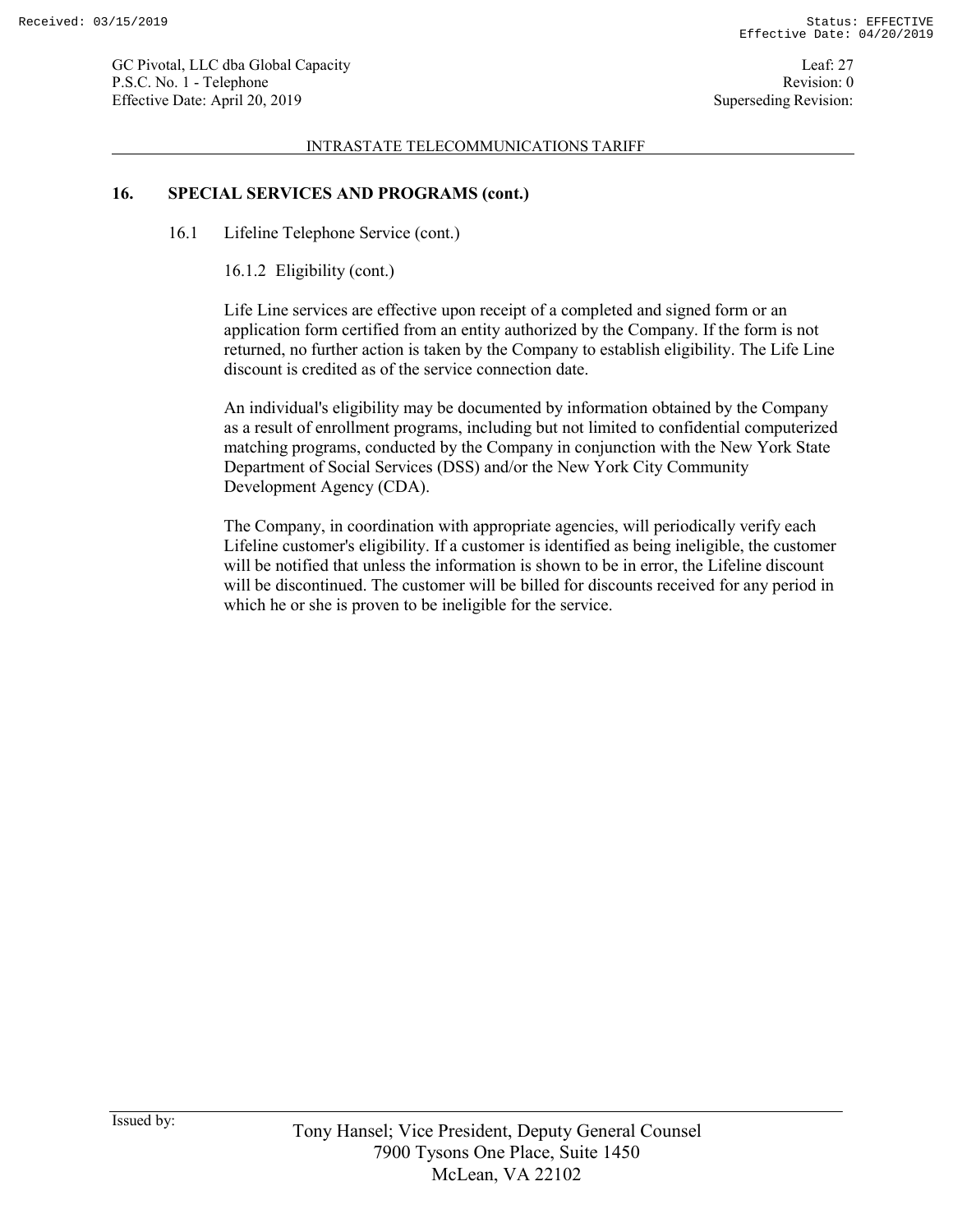## 16. SPECIAL SERVICES AND PROGRAMS (cont.)

16.1 Lifeline Telephone Service (cont.)

16.1.2 Eligibility (cont.)

Life Line services are effective upon receipt of a completed and signed form or an application form certified from an entity authorized by the Company. If the form is not returned, no further action is taken by the Company to establish eligibility. The Life Line discount is credited as of the service connection date.

An individual's eligibility may be documented by information obtained by the Company as a result of enrollment programs, including but not limited to confidential computerized matching programs, conducted by the Company in conjunction with the New York State Department of Social Services (DSS) and/or the New York City Community Development Agency (CDA).

The Company, in coordination with appropriate agencies, will periodically verify each Lifeline customer's eligibility. If a customer is identified as being ineligible, the customer will be notified that unless the information is shown to be in error, the Lifeline discount will be discontinued. The customer will be billed for discounts received for any period in which he or she is proven to be ineligible for the service.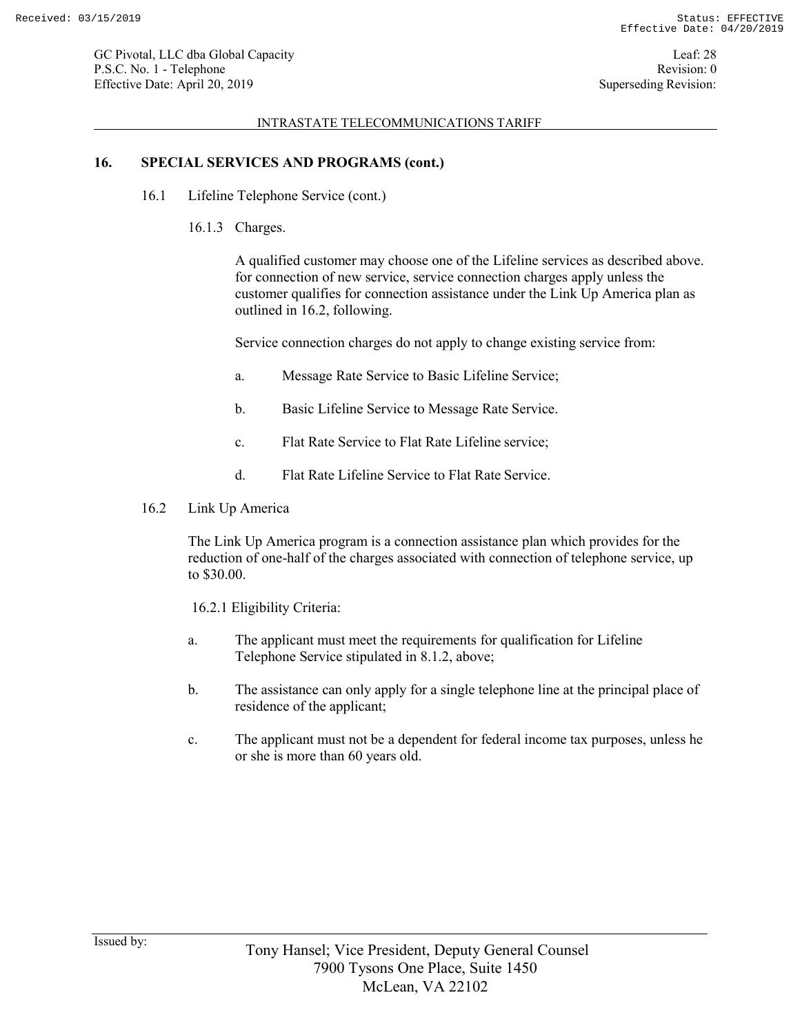## 16. SPECIAL SERVICES AND PROGRAMS (cont.)

### 16.1 Lifeline Telephone Service (cont.)

#### 16.1.3 Charges.

A qualified customer may choose one of the Lifeline services as described above. for connection of new service, service connection charges apply unless the customer qualifies for connection assistance under the Link Up America plan as outlined in 16.2, following.

Service connection charges do not apply to change existing service from:

a. Message Rate Service to Basic Lifeline Service;

b. Basic Lifeline Service to Message Rate Service.

c. Flat Rate Service to Flat Rate Lifeline service;

d. Flat Rate Lifeline Service to Flat Rate Service.

### 16.2 Link Up America

The Link Up America program is a connection assistance plan which provides for the reduction of one-half of the charges associated with connection of telephone service, up to $30.00.

16.2.1 Eligibility Criteria:

a. The applicant must meet the requirements for qualification for Lifeline Telephone Service stipulated in 8.1.2, above;

b. The assistance can only apply for a single telephone line at the principal place of residence of the applicant;

c. The applicant must not be a dependent for federal income tax purposes, unless he or she is more than 60 years old.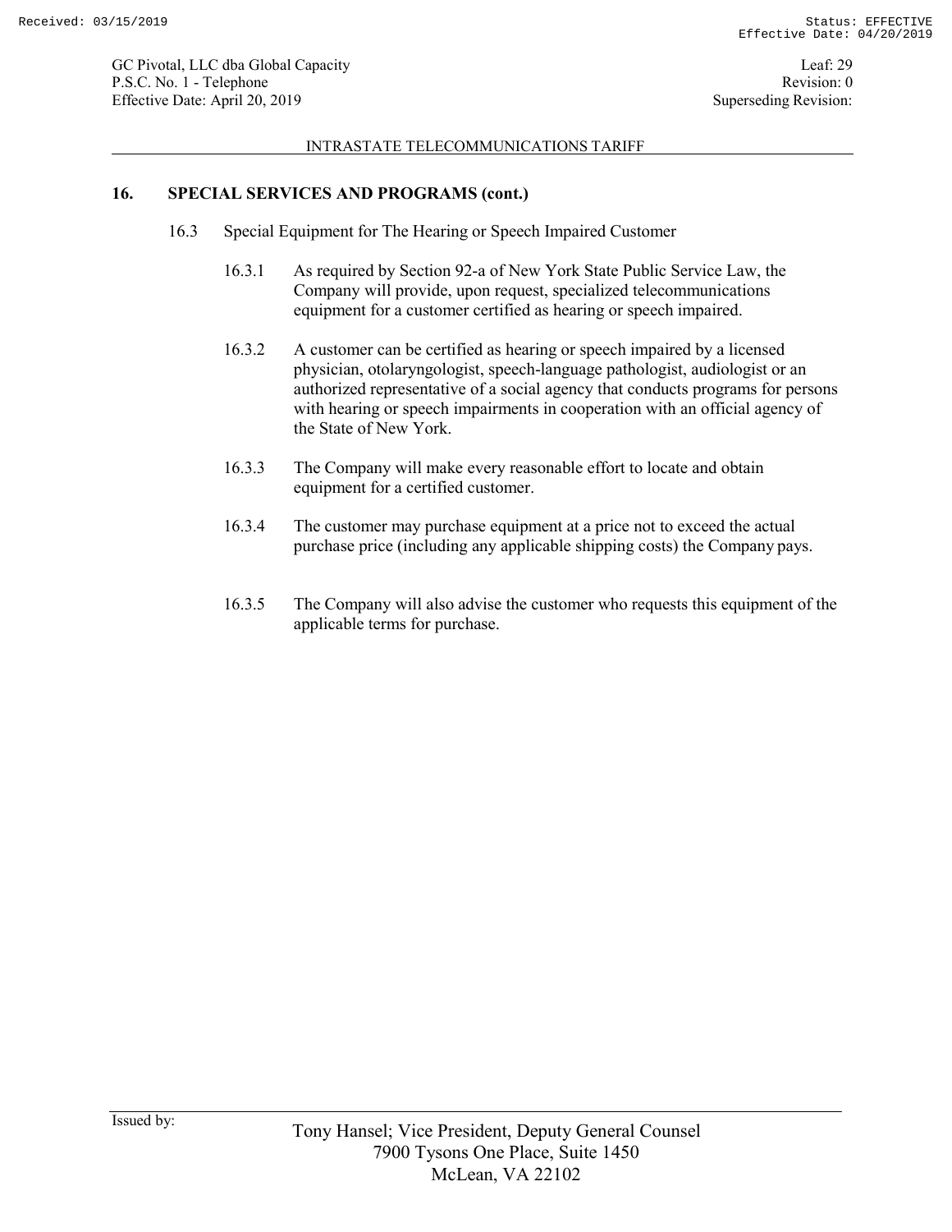## 16. SPECIAL SERVICES AND PROGRAMS (cont.)

16.3 Special Equipment for The Hearing or Speech Impaired Customer

16.3.1 As required by Section 92-a of New York State Public Service Law, the Company will provide, upon request, specialized telecommunications equipment for a customer certified as hearing or speech impaired.

16.3.2 A customer can be certified as hearing or speech impaired by a licensed physician, otolaryngologist, speech-language pathologist, audiologist or an authorized representative of a social agency that conducts programs for persons with hearing or speech impairments in cooperation with an official agency of the State of New York.

16.3.3 The Company will make every reasonable effort to locate and obtain equipment for a certified customer.

16.3.4 The customer may purchase equipment at a price not to exceed the actual purchase price (including any applicable shipping costs) the Company pays.

16.3.5 The Company will also advise the customer who requests this equipment of the applicable terms for purchase.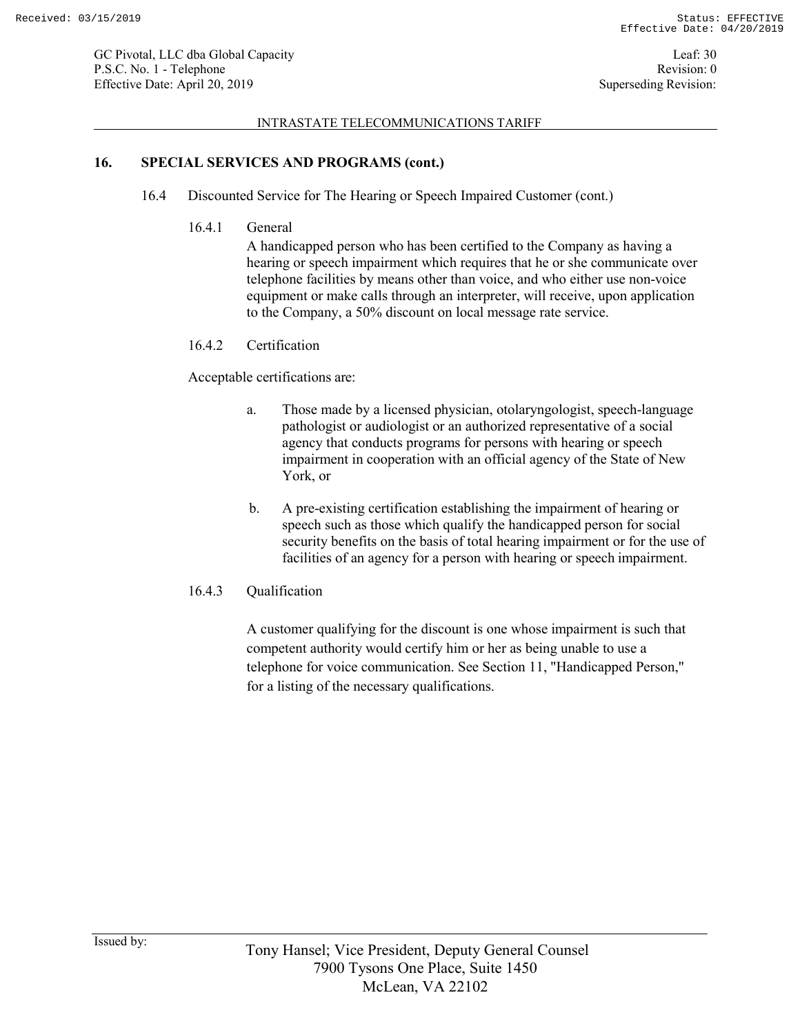## 16. SPECIAL SERVICES AND PROGRAMS (cont.)

16.4 Discounted Service for The Hearing or Speech Impaired Customer (cont.)

16.4.1 General

A handicapped person who has been certified to the Company as having a hearing or speech impairment which requires that he or she communicate over telephone facilities by means other than voice, and who either use non-voice equipment or make calls through an interpreter, will receive, upon application to the Company, a 50% discount on local message rate service.

16.4.2 Certification

Acceptable certifications are:

a. Those made by a licensed physician, otolaryngologist, speech-language pathologist or audiologist or an authorized representative of a social agency that conducts programs for persons with hearing or speech impairment in cooperation with an official agency of the State of New York, or

b. A pre-existing certification establishing the impairment of hearing or speech such as those which qualify the handicapped person for social security benefits on the basis of total hearing impairment or for the use of facilities of an agency for a person with hearing or speech impairment.

16.4.3 Qualification

A customer qualifying for the discount is one whose impairment is such that competent authority would certify him or her as being unable to use a telephone for voice communication. See Section 11, "Handicapped Person," for a listing of the necessary qualifications.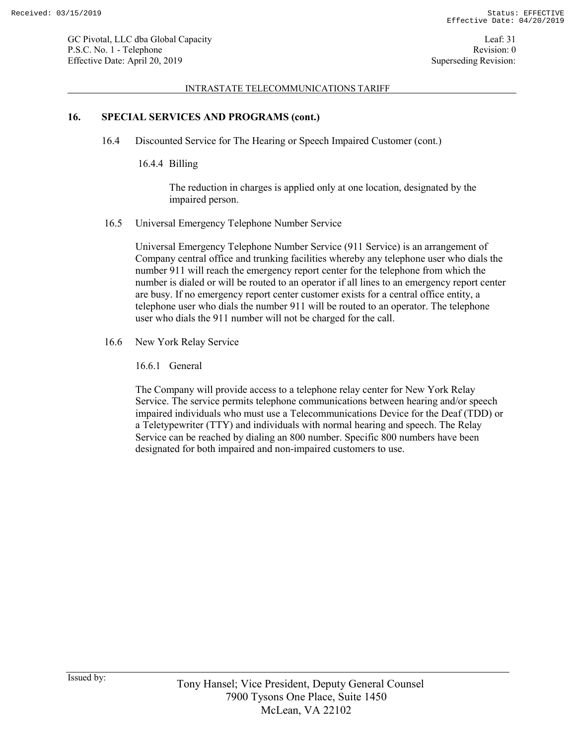## 16. SPECIAL SERVICES AND PROGRAMS (cont.)

### 16.4 Discounted Service for The Hearing or Speech Impaired Customer (cont.)

#### 16.4.4 Billing

The reduction in charges is applied only at one location, designated by the impaired person.

### 16.5 Universal Emergency Telephone Number Service

Universal Emergency Telephone Number Service (911 Service) is an arrangement of Company central office and trunking facilities whereby any telephone user who dials the number 911 will reach the emergency report center for the telephone from which the number is dialed or will be routed to an operator if all lines to an emergency report center are busy. If no emergency report center customer exists for a central office entity, a telephone user who dials the number 911 will be routed to an operator. The telephone user who dials the 911 number will not be charged for the call.

### 16.6 New York Relay Service

#### 16.6.1 General

The Company will provide access to a telephone relay center for New York Relay Service. The service permits telephone communications between hearing and/or speech impaired individuals who must use a Telecommunications Device for the Deaf (TDD) or a Teletypewriter (TTY) and individuals with normal hearing and speech. The Relay Service can be reached by dialing an 800 number. Specific 800 numbers have been designated for both impaired and non-impaired customers to use.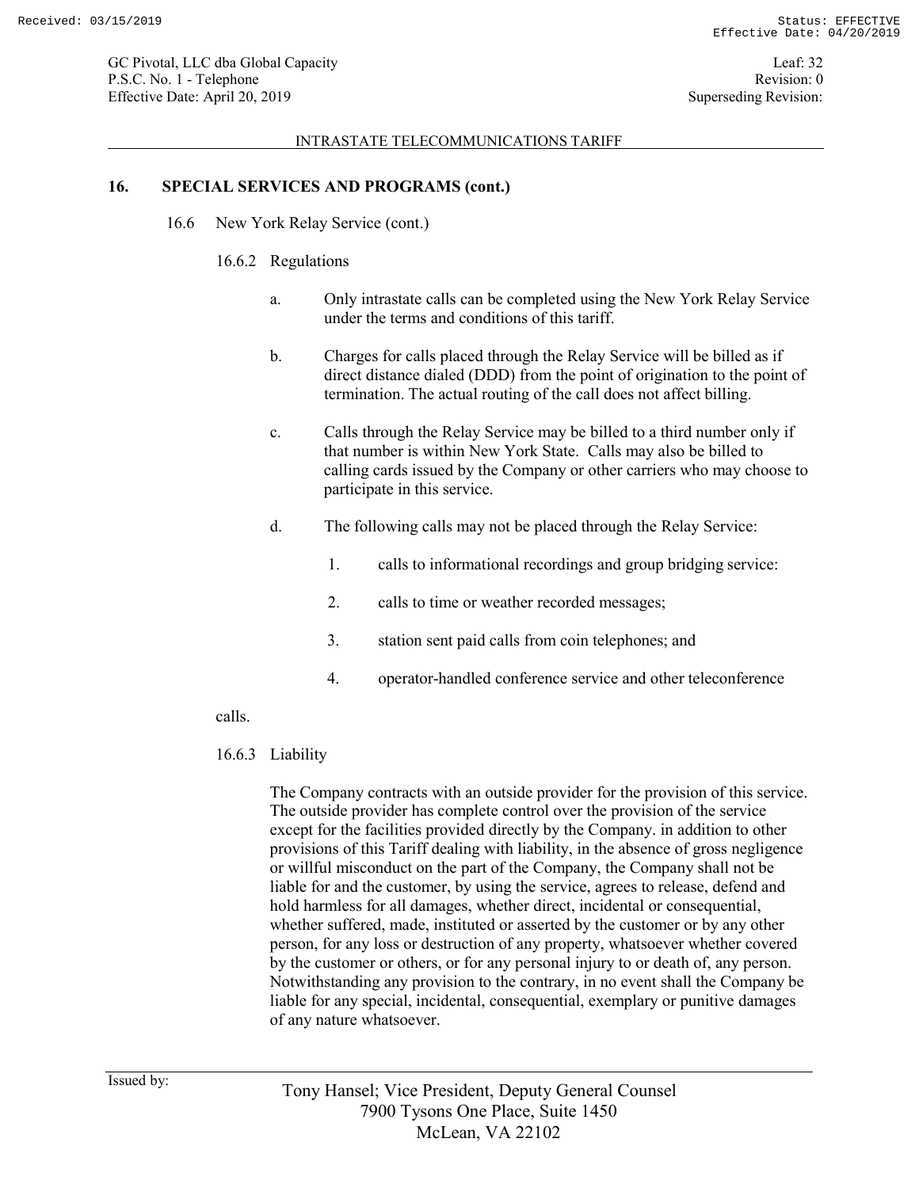## 16. SPECIAL SERVICES AND PROGRAMS (cont.)

16.6 New York Relay Service (cont.)

16.6.2 Regulations

a. Only intrastate calls can be completed using the New York Relay Service under the terms and conditions of this tariff.

b. Charges for calls placed through the Relay Service will be billed as if direct distance dialed (DDD) from the point of origination to the point of termination. The actual routing of the call does not affect billing.

c. Calls through the Relay Service may be billed to a third number only if that number is within New York State. Calls may also be billed to calling cards issued by the Company or other carriers who may choose to participate in this service.

d. The following calls may not be placed through the Relay Service:

1. calls to informational recordings and group bridging service:
2. calls to time or weather recorded messages;
3. station sent paid calls from coin telephones; and
4. operator-handled conference service and other teleconference calls.

16.6.3 Liability

The Company contracts with an outside provider for the provision of this service. The outside provider has complete control over the provision of the service except for the facilities provided directly by the Company. in addition to other provisions of this Tariff dealing with liability, in the absence of gross negligence or willful misconduct on the part of the Company, the Company shall not be liable for and the customer, by using the service, agrees to release, defend and hold harmless for all damages, whether direct, incidental or consequential, whether suffered, made, instituted or asserted by the customer or by any other person, for any loss or destruction of any property, whatsoever whether covered by the customer or others, or for any personal injury to or death of, any person. Notwithstanding any provision to the contrary, in no event shall the Company be liable for any special, incidental, consequential, exemplary or punitive damages of any nature whatsoever.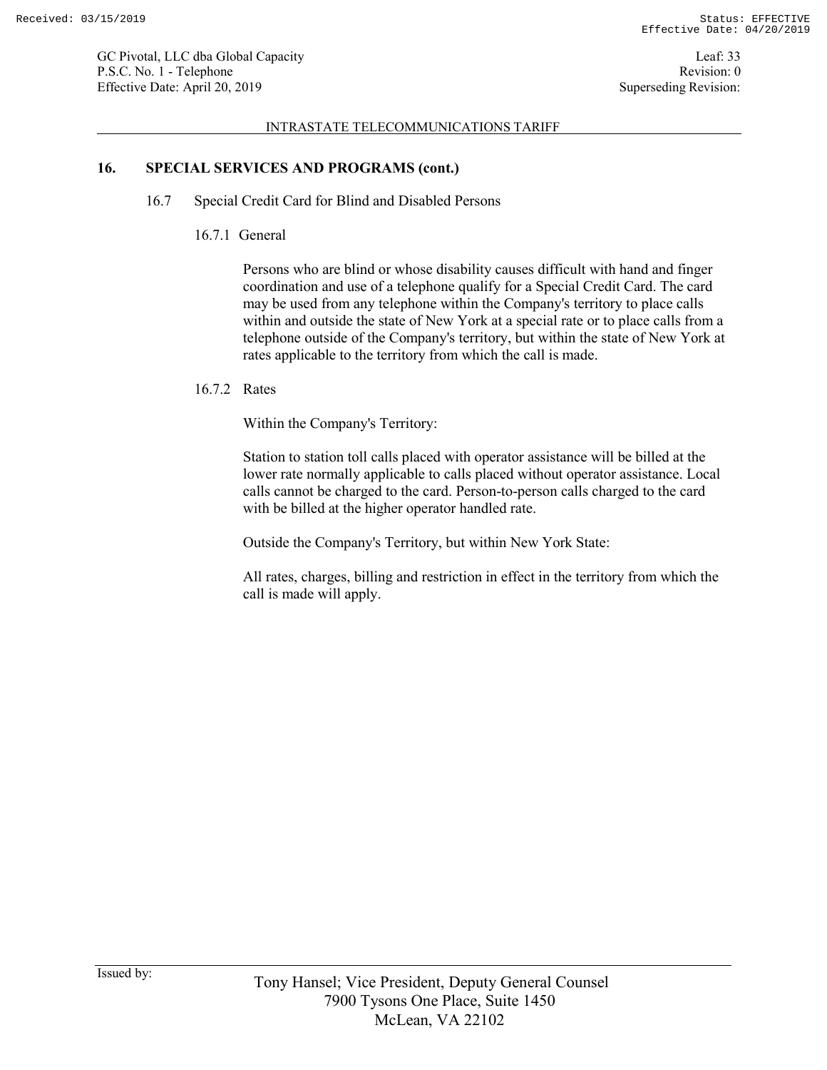## 16. SPECIAL SERVICES AND PROGRAMS (cont.)

### 16.7 Special Credit Card for Blind and Disabled Persons

#### 16.7.1 General

Persons who are blind or whose disability causes difficult with hand and finger coordination and use of a telephone qualify for a Special Credit Card. The card may be used from any telephone within the Company's territory to place calls within and outside the state of New York at a special rate or to place calls from a telephone outside of the Company's territory, but within the state of New York at rates applicable to the territory from which the call is made.

#### 16.7.2 Rates

Within the Company's Territory:

Station to station toll calls placed with operator assistance will be billed at the lower rate normally applicable to calls placed without operator assistance. Local calls cannot be charged to the card. Person-to-person calls charged to the card with be billed at the higher operator handled rate.

Outside the Company's Territory, but within New York State:

All rates, charges, billing and restriction in effect in the territory from which the call is made will apply.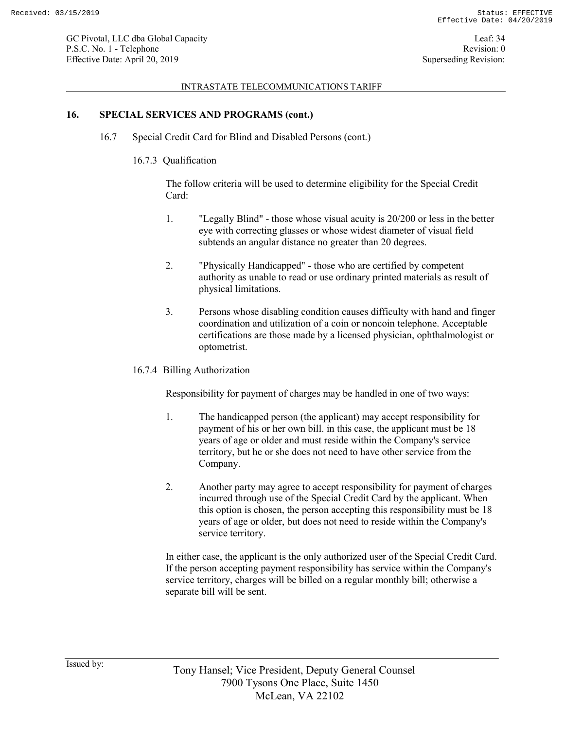## 16. SPECIAL SERVICES AND PROGRAMS (cont.)

### 16.7 Special Credit Card for Blind and Disabled Persons (cont.)

#### 16.7.3 Qualification

The follow criteria will be used to determine eligibility for the Special Credit Card:

1. "Legally Blind" - those whose visual acuity is 20/200 or less in the better eye with correcting glasses or whose widest diameter of visual field subtends an angular distance no greater than 20 degrees.

2. "Physically Handicapped" - those who are certified by competent authority as unable to read or use ordinary printed materials as result of physical limitations.

3. Persons whose disabling condition causes difficulty with hand and finger coordination and utilization of a coin or noncoin telephone. Acceptable certifications are those made by a licensed physician, ophthalmologist or optometrist.

#### 16.7.4 Billing Authorization

Responsibility for payment of charges may be handled in one of two ways:

1. The handicapped person (the applicant) may accept responsibility for payment of his or her own bill. in this case, the applicant must be 18 years of age or older and must reside within the Company's service territory, but he or she does not need to have other service from the Company.

2. Another party may agree to accept responsibility for payment of charges incurred through use of the Special Credit Card by the applicant. When this option is chosen, the person accepting this responsibility must be 18 years of age or older, but does not need to reside within the Company's service territory.

In either case, the applicant is the only authorized user of the Special Credit Card. If the person accepting payment responsibility has service within the Company's service territory, charges will be billed on a regular monthly bill; otherwise a separate bill will be sent.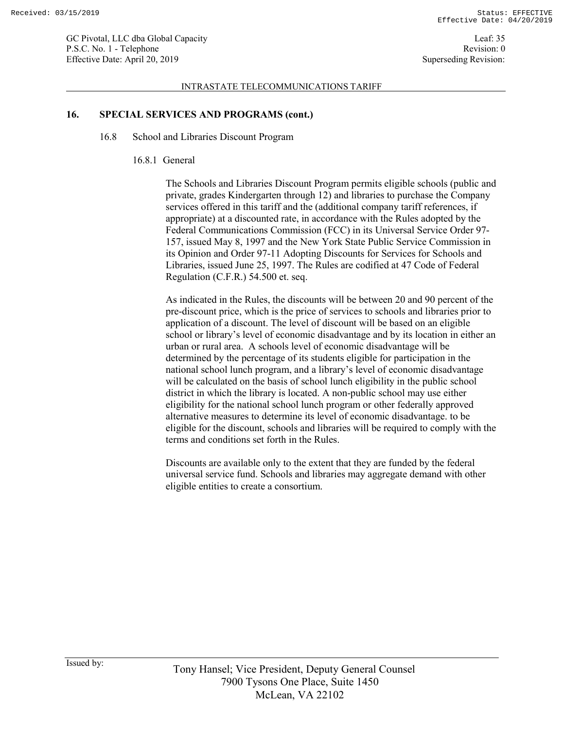## 16. SPECIAL SERVICES AND PROGRAMS (cont.)

### 16.8 School and Libraries Discount Program

#### 16.8.1 General

The Schools and Libraries Discount Program permits eligible schools (public and private, grades Kindergarten through 12) and libraries to purchase the Company services offered in this tariff and the (additional company tariff references, if appropriate) at a discounted rate, in accordance with the Rules adopted by the Federal Communications Commission (FCC) in its Universal Service Order 97-157, issued May 8, 1997 and the New York State Public Service Commission in its Opinion and Order 97-11 Adopting Discounts for Services for Schools and Libraries, issued June 25, 1997. The Rules are codified at 47 Code of Federal Regulation (C.F.R.) 54.500 et. seq.

As indicated in the Rules, the discounts will be between 20 and 90 percent of the pre-discount price, which is the price of services to schools and libraries prior to application of a discount. The level of discount will be based on an eligible school or library's level of economic disadvantage and by its location in either an urban or rural area. A schools level of economic disadvantage will be determined by the percentage of its students eligible for participation in the national school lunch program, and a library's level of economic disadvantage will be calculated on the basis of school lunch eligibility in the public school district in which the library is located. A non-public school may use either eligibility for the national school lunch program or other federally approved alternative measures to determine its level of economic disadvantage. to be eligible for the discount, schools and libraries will be required to comply with the terms and conditions set forth in the Rules.

Discounts are available only to the extent that they are funded by the federal universal service fund. Schools and libraries may aggregate demand with other eligible entities to create a consortium.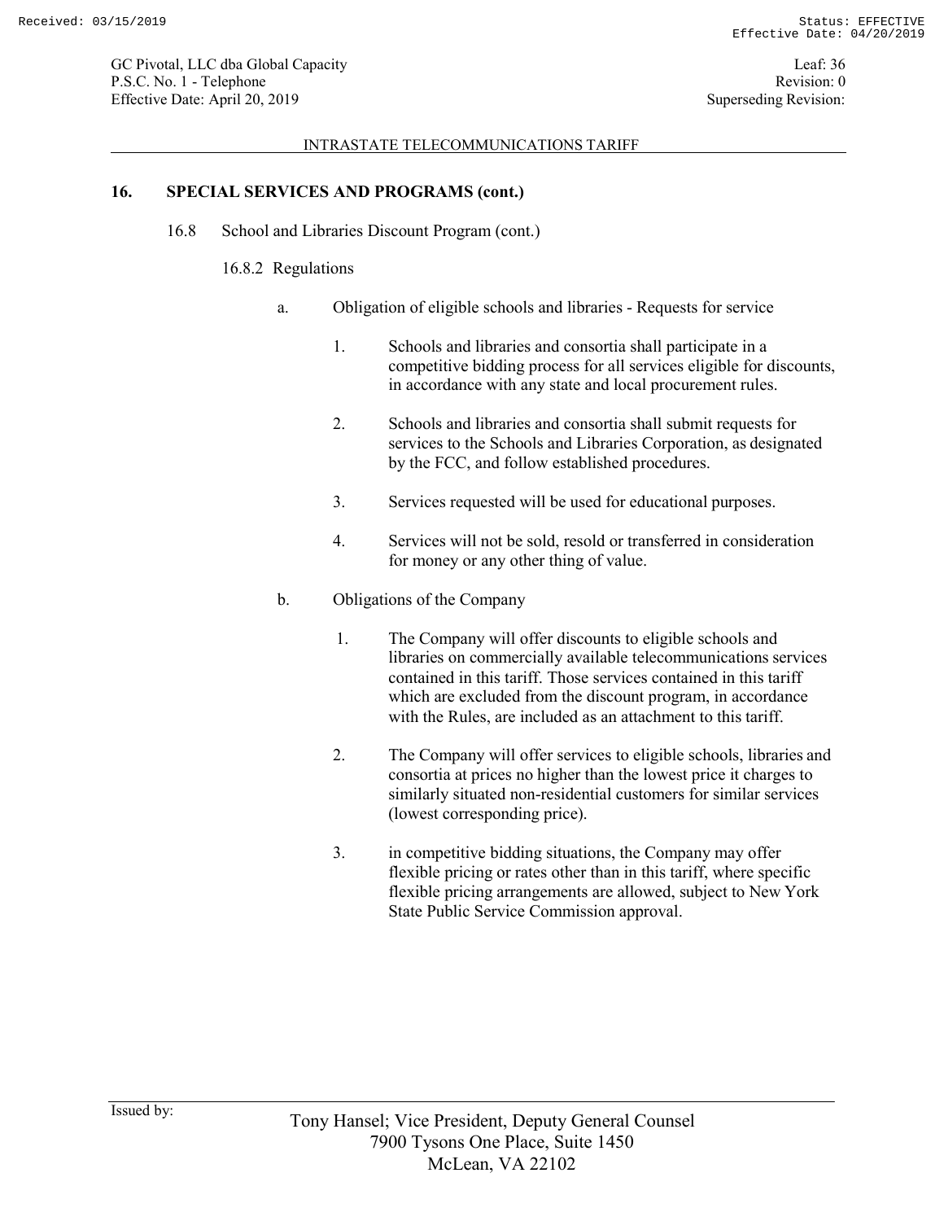## 16. SPECIAL SERVICES AND PROGRAMS (cont.)

### 16.8 School and Libraries Discount Program (cont.)

#### 16.8.2 Regulations

a. Obligation of eligible schools and libraries - Requests for service

1. Schools and libraries and consortia shall participate in a competitive bidding process for all services eligible for discounts, in accordance with any state and local procurement rules.

2. Schools and libraries and consortia shall submit requests for services to the Schools and Libraries Corporation, as designated by the FCC, and follow established procedures.

3. Services requested will be used for educational purposes.

4. Services will not be sold, resold or transferred in consideration for money or any other thing of value.

b. Obligations of the Company

1. The Company will offer discounts to eligible schools and libraries on commercially available telecommunications services contained in this tariff. Those services contained in this tariff which are excluded from the discount program, in accordance with the Rules, are included as an attachment to this tariff.

2. The Company will offer services to eligible schools, libraries and consortia at prices no higher than the lowest price it charges to similarly situated non-residential customers for similar services (lowest corresponding price).

3. in competitive bidding situations, the Company may offer flexible pricing or rates other than in this tariff, where specific flexible pricing arrangements are allowed, subject to New York State Public Service Commission approval.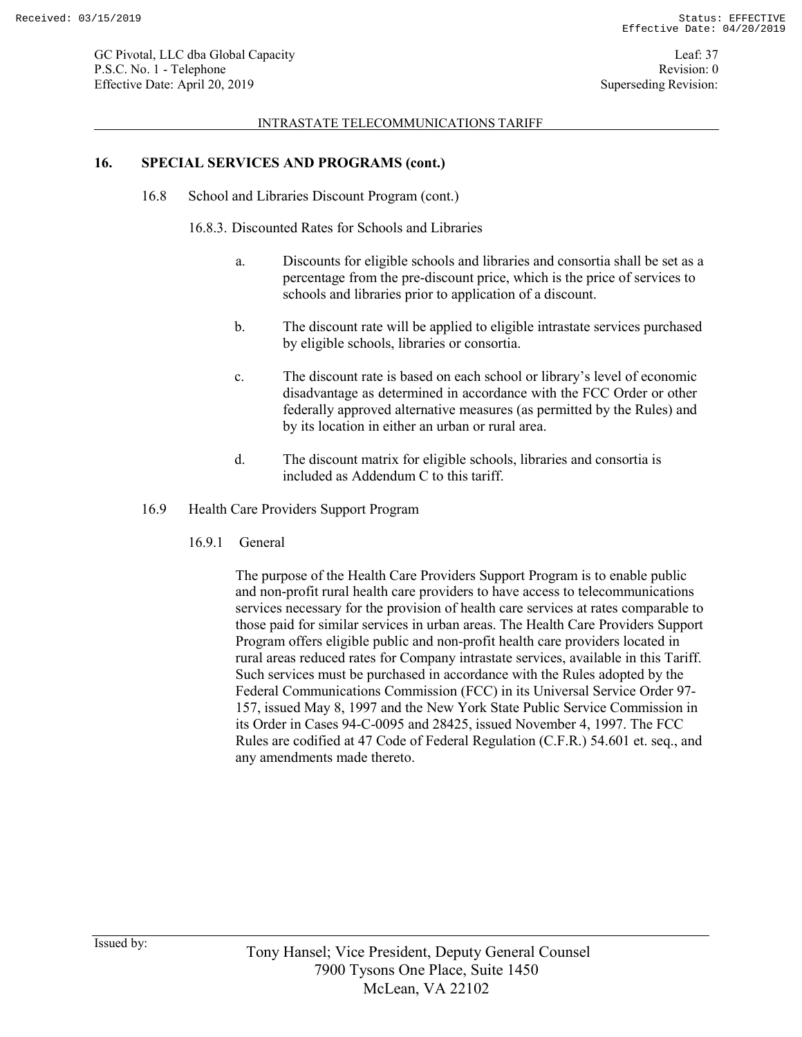## 16. SPECIAL SERVICES AND PROGRAMS (cont.)

### 16.8 School and Libraries Discount Program (cont.)

#### 16.8.3. Discounted Rates for Schools and Libraries

a. Discounts for eligible schools and libraries and consortia shall be set as a percentage from the pre-discount price, which is the price of services to schools and libraries prior to application of a discount.

b. The discount rate will be applied to eligible intrastate services purchased by eligible schools, libraries or consortia.

c. The discount rate is based on each school or library's level of economic disadvantage as determined in accordance with the FCC Order or other federally approved alternative measures (as permitted by the Rules) and by its location in either an urban or rural area.

d. The discount matrix for eligible schools, libraries and consortia is included as Addendum C to this tariff.

### 16.9 Health Care Providers Support Program

#### 16.9.1 General

The purpose of the Health Care Providers Support Program is to enable public and non-profit rural health care providers to have access to telecommunications services necessary for the provision of health care services at rates comparable to those paid for similar services in urban areas. The Health Care Providers Support Program offers eligible public and non-profit health care providers located in rural areas reduced rates for Company intrastate services, available in this Tariff. Such services must be purchased in accordance with the Rules adopted by the Federal Communications Commission (FCC) in its Universal Service Order 97-157, issued May 8, 1997 and the New York State Public Service Commission in its Order in Cases 94-C-0095 and 28425, issued November 4, 1997. The FCC Rules are codified at 47 Code of Federal Regulation (C.F.R.) 54.601 et. seq., and any amendments made thereto.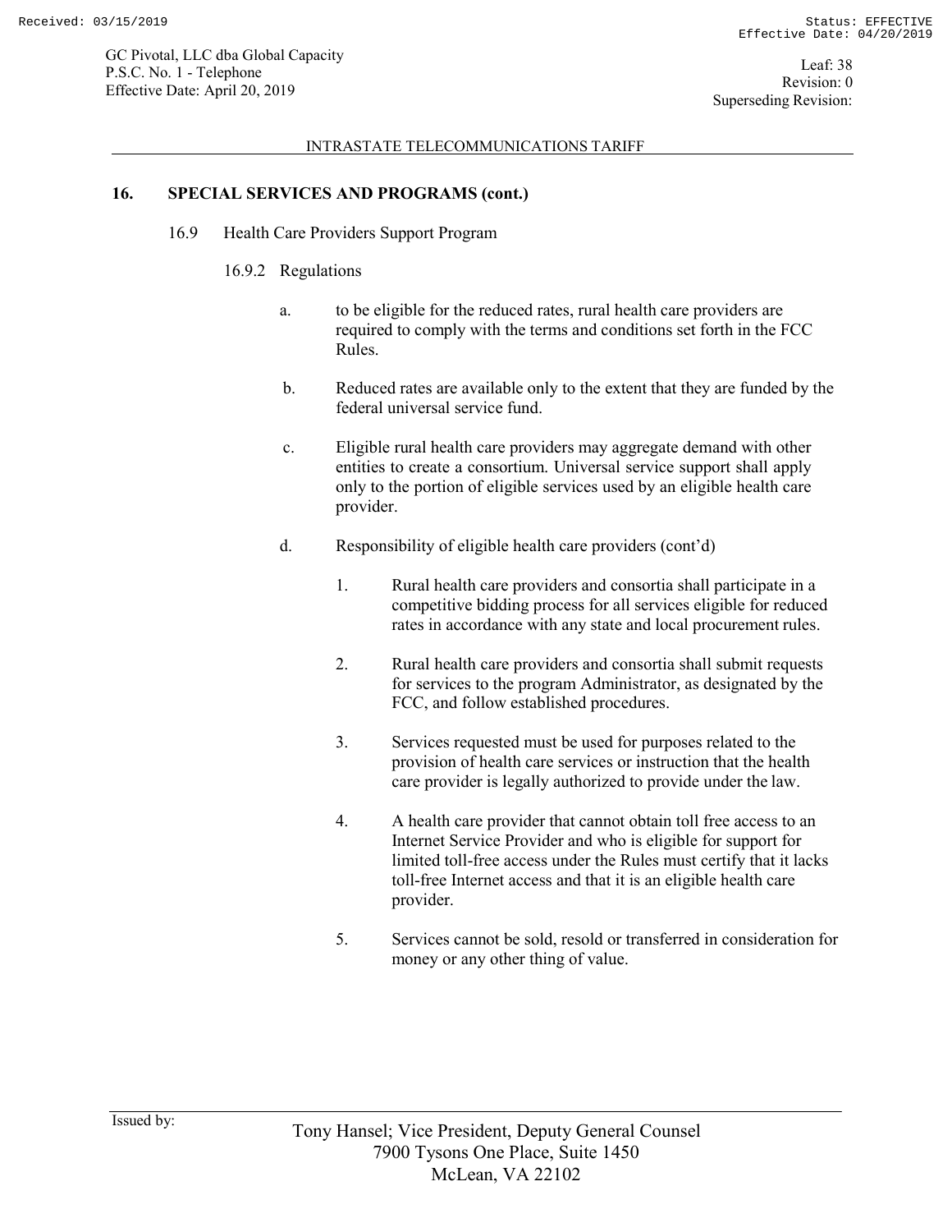## 16. SPECIAL SERVICES AND PROGRAMS (cont.)

### 16.9 Health Care Providers Support Program

#### 16.9.2 Regulations

a. to be eligible for the reduced rates, rural health care providers are required to comply with the terms and conditions set forth in the FCC Rules.

b. Reduced rates are available only to the extent that they are funded by the federal universal service fund.

c. Eligible rural health care providers may aggregate demand with other entities to create a consortium. Universal service support shall apply only to the portion of eligible services used by an eligible health care provider.

d. Responsibility of eligible health care providers (cont'd)

1. Rural health care providers and consortia shall participate in a competitive bidding process for all services eligible for reduced rates in accordance with any state and local procurement rules.

2. Rural health care providers and consortia shall submit requests for services to the program Administrator, as designated by the FCC, and follow established procedures.

3. Services requested must be used for purposes related to the provision of health care services or instruction that the health care provider is legally authorized to provide under the law.

4. A health care provider that cannot obtain toll free access to an Internet Service Provider and who is eligible for support for limited toll-free access under the Rules must certify that it lacks toll-free Internet access and that it is an eligible health care provider.

5. Services cannot be sold, resold or transferred in consideration for money or any other thing of value.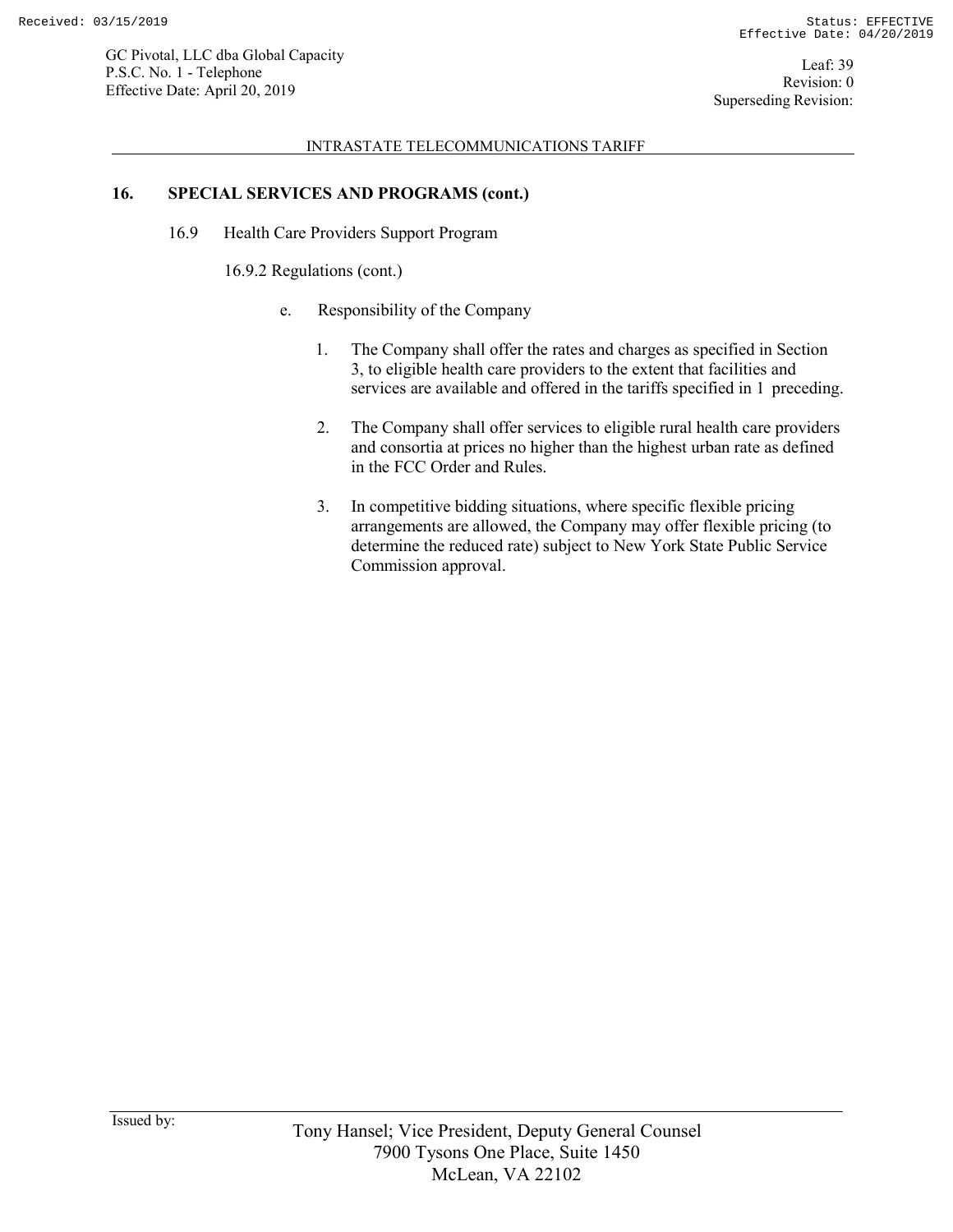## 16. SPECIAL SERVICES AND PROGRAMS (cont.)

### 16.9 Health Care Providers Support Program

#### 16.9.2 Regulations (cont.)

e. Responsibility of the Company

1. The Company shall offer the rates and charges as specified in Section 3, to eligible health care providers to the extent that facilities and services are available and offered in the tariffs specified in 1 preceding.

2. The Company shall offer services to eligible rural health care providers and consortia at prices no higher than the highest urban rate as defined in the FCC Order and Rules.

3. In competitive bidding situations, where specific flexible pricing arrangements are allowed, the Company may offer flexible pricing (to determine the reduced rate) subject to New York State Public Service Commission approval.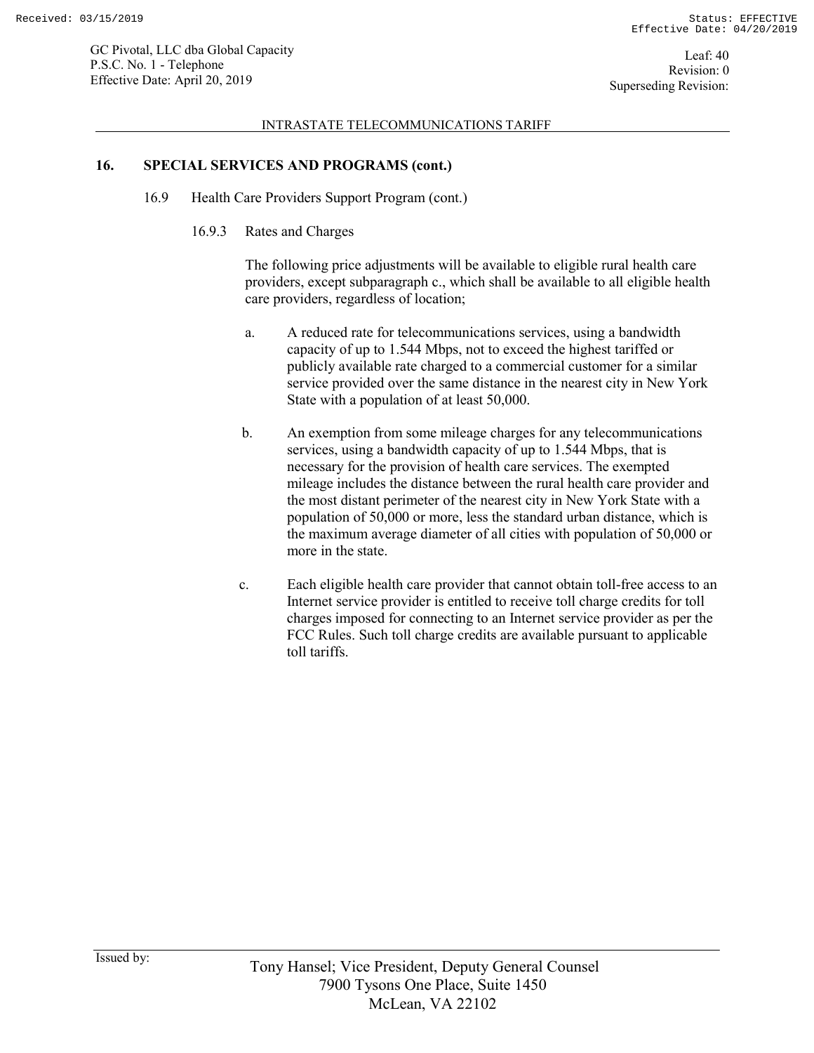## 16. SPECIAL SERVICES AND PROGRAMS (cont.)

### 16.9 Health Care Providers Support Program (cont.)

#### 16.9.3 Rates and Charges

The following price adjustments will be available to eligible rural health care providers, except subparagraph c., which shall be available to all eligible health care providers, regardless of location;

a. A reduced rate for telecommunications services, using a bandwidth capacity of up to 1.544 Mbps, not to exceed the highest tariffed or publicly available rate charged to a commercial customer for a similar service provided over the same distance in the nearest city in New York State with a population of at least 50,000.

b. An exemption from some mileage charges for any telecommunications services, using a bandwidth capacity of up to 1.544 Mbps, that is necessary for the provision of health care services. The exempted mileage includes the distance between the rural health care provider and the most distant perimeter of the nearest city in New York State with a population of 50,000 or more, less the standard urban distance, which is the maximum average diameter of all cities with population of 50,000 or more in the state.

c. Each eligible health care provider that cannot obtain toll-free access to an Internet service provider is entitled to receive toll charge credits for toll charges imposed for connecting to an Internet service provider as per the FCC Rules. Such toll charge credits are available pursuant to applicable toll tariffs.